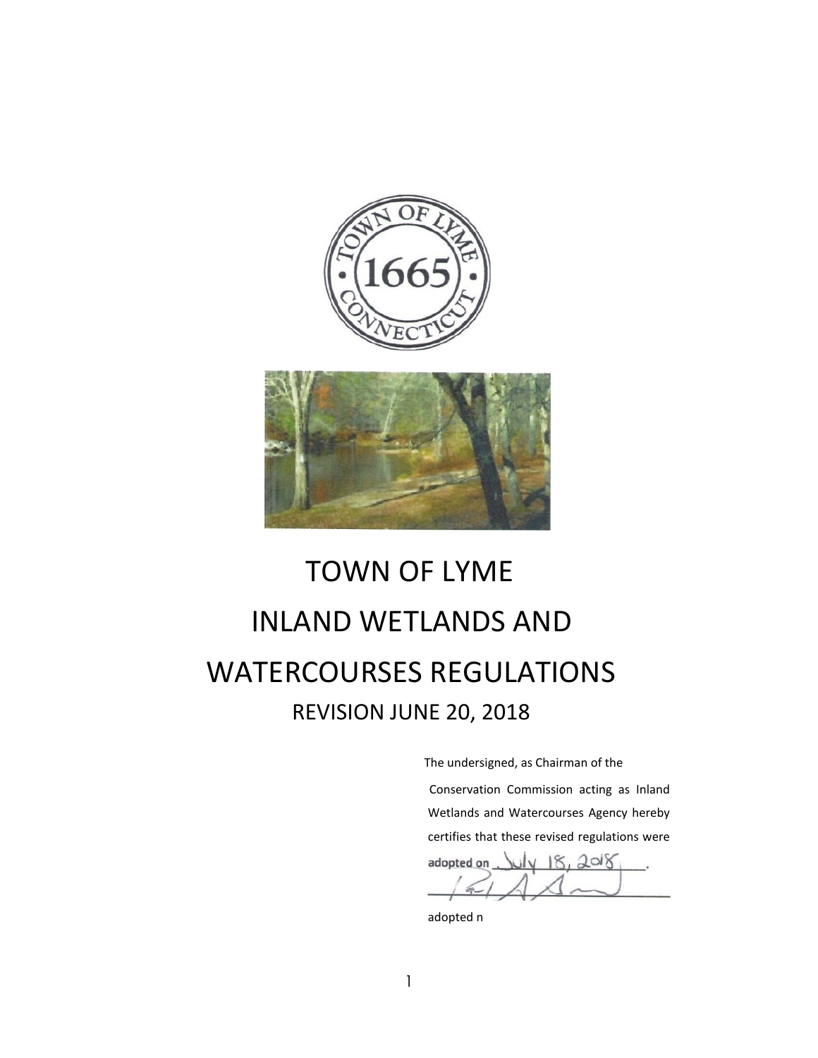# TOWN OF LYME

# INLAND WETLANDS AND WATERCOURSES REGULATIONS

## REVISION JUNE 20, 2018

The undersigned, as Chairman of the Conservation Commission acting as Inland Wetlands and Watercourses Agency hereby certifies that these revised regulations were adopted on July 18, 2018.

adopted n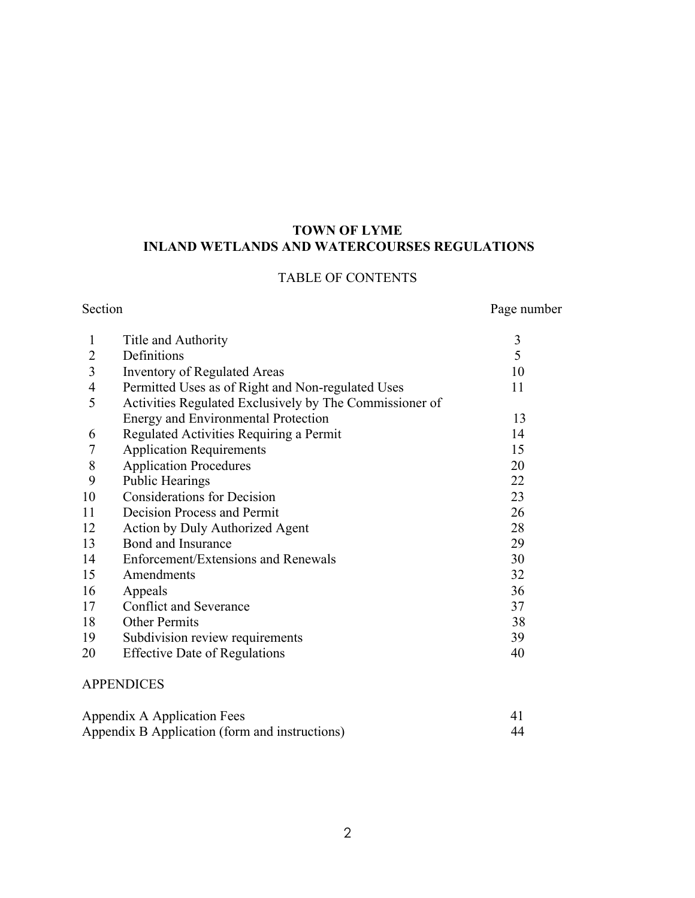# TOWN OF LYME
# INLAND WETLANDS AND WATERCOURSES REGULATIONS

## TABLE OF CONTENTS

| Section | | Page number |
|---|---|---|
| 1 | Title and Authority | 3 |
| 2 | Definitions | 5 |
| 3 | Inventory of Regulated Areas | 10 |
| 4 | Permitted Uses as of Right and Non-regulated Uses | 11 |
| 5 | Activities Regulated Exclusively by The Commissioner of Energy and Environmental Protection | 13 |
| 6 | Regulated Activities Requiring a Permit | 14 |
| 7 | Application Requirements | 15 |
| 8 | Application Procedures | 20 |
| 9 | Public Hearings | 22 |
| 10 | Considerations for Decision | 23 |
| 11 | Decision Process and Permit | 26 |
| 12 | Action by Duly Authorized Agent | 28 |
| 13 | Bond and Insurance | 29 |
| 14 | Enforcement/Extensions and Renewals | 30 |
| 15 | Amendments | 32 |
| 16 | Appeals | 36 |
| 17 | Conflict and Severance | 37 |
| 18 | Other Permits | 38 |
| 19 | Subdivision review requirements | 39 |
| 20 | Effective Date of Regulations | 40 |

APPENDICES

| | |
|---|---|
| Appendix A Application Fees | 41 |
| Appendix B Application (form and instructions) | 44 |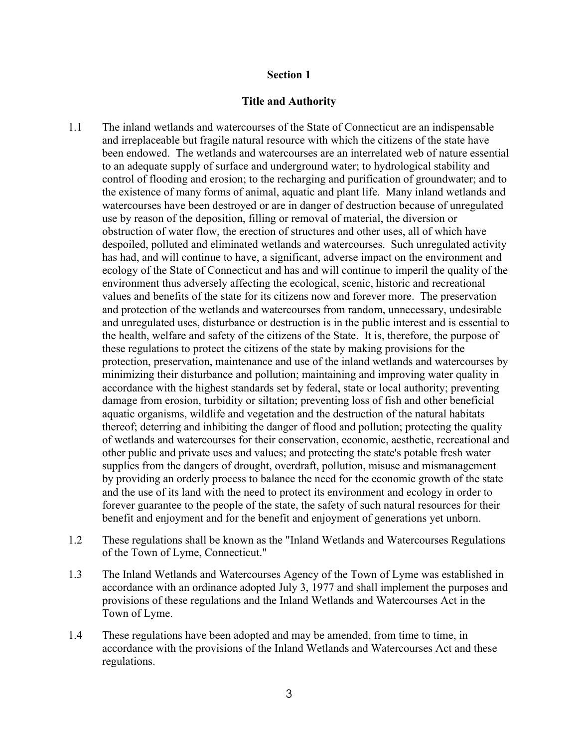## Section 1

### Title and Authority

1.1 The inland wetlands and watercourses of the State of Connecticut are an indispensable and irreplaceable but fragile natural resource with which the citizens of the state have been endowed. The wetlands and watercourses are an interrelated web of nature essential to an adequate supply of surface and underground water; to hydrological stability and control of flooding and erosion; to the recharging and purification of groundwater; and to the existence of many forms of animal, aquatic and plant life. Many inland wetlands and watercourses have been destroyed or are in danger of destruction because of unregulated use by reason of the deposition, filling or removal of material, the diversion or obstruction of water flow, the erection of structures and other uses, all of which have despoiled, polluted and eliminated wetlands and watercourses. Such unregulated activity has had, and will continue to have, a significant, adverse impact on the environment and ecology of the State of Connecticut and has and will continue to imperil the quality of the environment thus adversely affecting the ecological, scenic, historic and recreational values and benefits of the state for its citizens now and forever more. The preservation and protection of the wetlands and watercourses from random, unnecessary, undesirable and unregulated uses, disturbance or destruction is in the public interest and is essential to the health, welfare and safety of the citizens of the State. It is, therefore, the purpose of these regulations to protect the citizens of the state by making provisions for the protection, preservation, maintenance and use of the inland wetlands and watercourses by minimizing their disturbance and pollution; maintaining and improving water quality in accordance with the highest standards set by federal, state or local authority; preventing damage from erosion, turbidity or siltation; preventing loss of fish and other beneficial aquatic organisms, wildlife and vegetation and the destruction of the natural habitats thereof; deterring and inhibiting the danger of flood and pollution; protecting the quality of wetlands and watercourses for their conservation, economic, aesthetic, recreational and other public and private uses and values; and protecting the state's potable fresh water supplies from the dangers of drought, overdraft, pollution, misuse and mismanagement by providing an orderly process to balance the need for the economic growth of the state and the use of its land with the need to protect its environment and ecology in order to forever guarantee to the people of the state, the safety of such natural resources for their benefit and enjoyment and for the benefit and enjoyment of generations yet unborn.

1.2 These regulations shall be known as the "Inland Wetlands and Watercourses Regulations of the Town of Lyme, Connecticut."

1.3 The Inland Wetlands and Watercourses Agency of the Town of Lyme was established in accordance with an ordinance adopted July 3, 1977 and shall implement the purposes and provisions of these regulations and the Inland Wetlands and Watercourses Act in the Town of Lyme.

1.4 These regulations have been adopted and may be amended, from time to time, in accordance with the provisions of the Inland Wetlands and Watercourses Act and these regulations.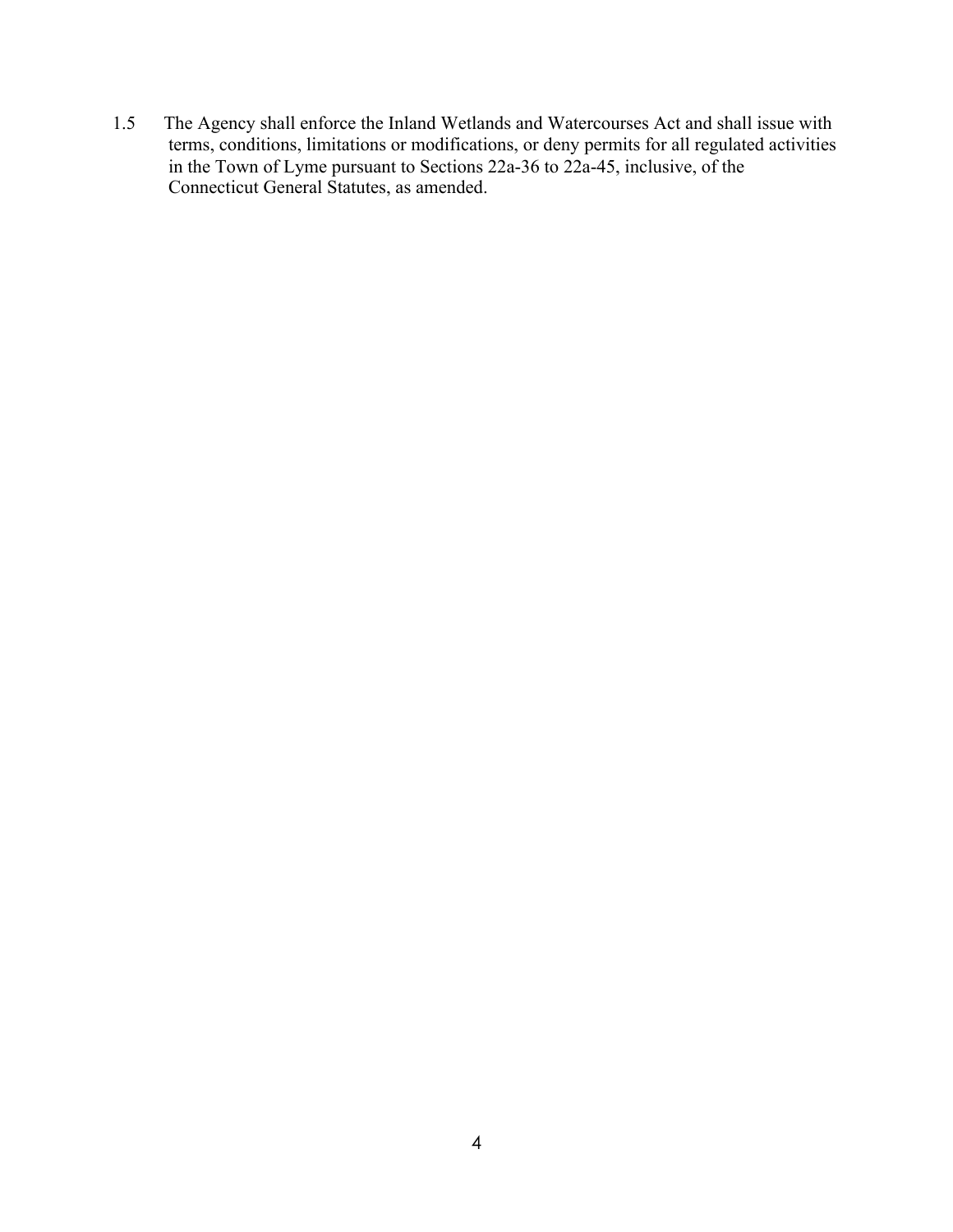1.5 The Agency shall enforce the Inland Wetlands and Watercourses Act and shall issue with terms, conditions, limitations or modifications, or deny permits for all regulated activities in the Town of Lyme pursuant to Sections 22a-36 to 22a-45, inclusive, of the Connecticut General Statutes, as amended.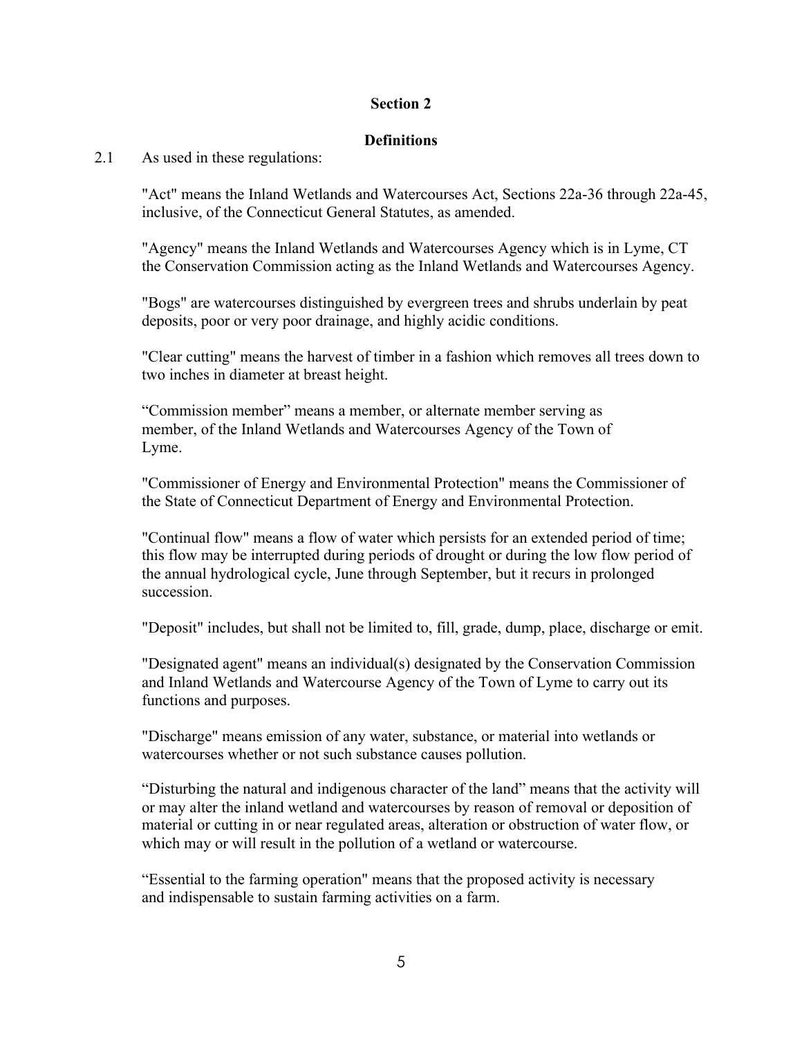## Section 2

### Definitions

2.1 As used in these regulations:

"Act" means the Inland Wetlands and Watercourses Act, Sections 22a-36 through 22a-45, inclusive, of the Connecticut General Statutes, as amended.

"Agency" means the Inland Wetlands and Watercourses Agency which is in Lyme, CT the Conservation Commission acting as the Inland Wetlands and Watercourses Agency.

"Bogs" are watercourses distinguished by evergreen trees and shrubs underlain by peat deposits, poor or very poor drainage, and highly acidic conditions.

"Clear cutting" means the harvest of timber in a fashion which removes all trees down to two inches in diameter at breast height.

“Commission member” means a member, or alternate member serving as member, of the Inland Wetlands and Watercourses Agency of the Town of Lyme.

"Commissioner of Energy and Environmental Protection" means the Commissioner of the State of Connecticut Department of Energy and Environmental Protection.

"Continual flow" means a flow of water which persists for an extended period of time; this flow may be interrupted during periods of drought or during the low flow period of the annual hydrological cycle, June through September, but it recurs in prolonged succession.

"Deposit" includes, but shall not be limited to, fill, grade, dump, place, discharge or emit.

"Designated agent" means an individual(s) designated by the Conservation Commission and Inland Wetlands and Watercourse Agency of the Town of Lyme to carry out its functions and purposes.

"Discharge" means emission of any water, substance, or material into wetlands or watercourses whether or not such substance causes pollution.

“Disturbing the natural and indigenous character of the land” means that the activity will or may alter the inland wetland and watercourses by reason of removal or deposition of material or cutting in or near regulated areas, alteration or obstruction of water flow, or which may or will result in the pollution of a wetland or watercourse.

“Essential to the farming operation" means that the proposed activity is necessary and indispensable to sustain farming activities on a farm.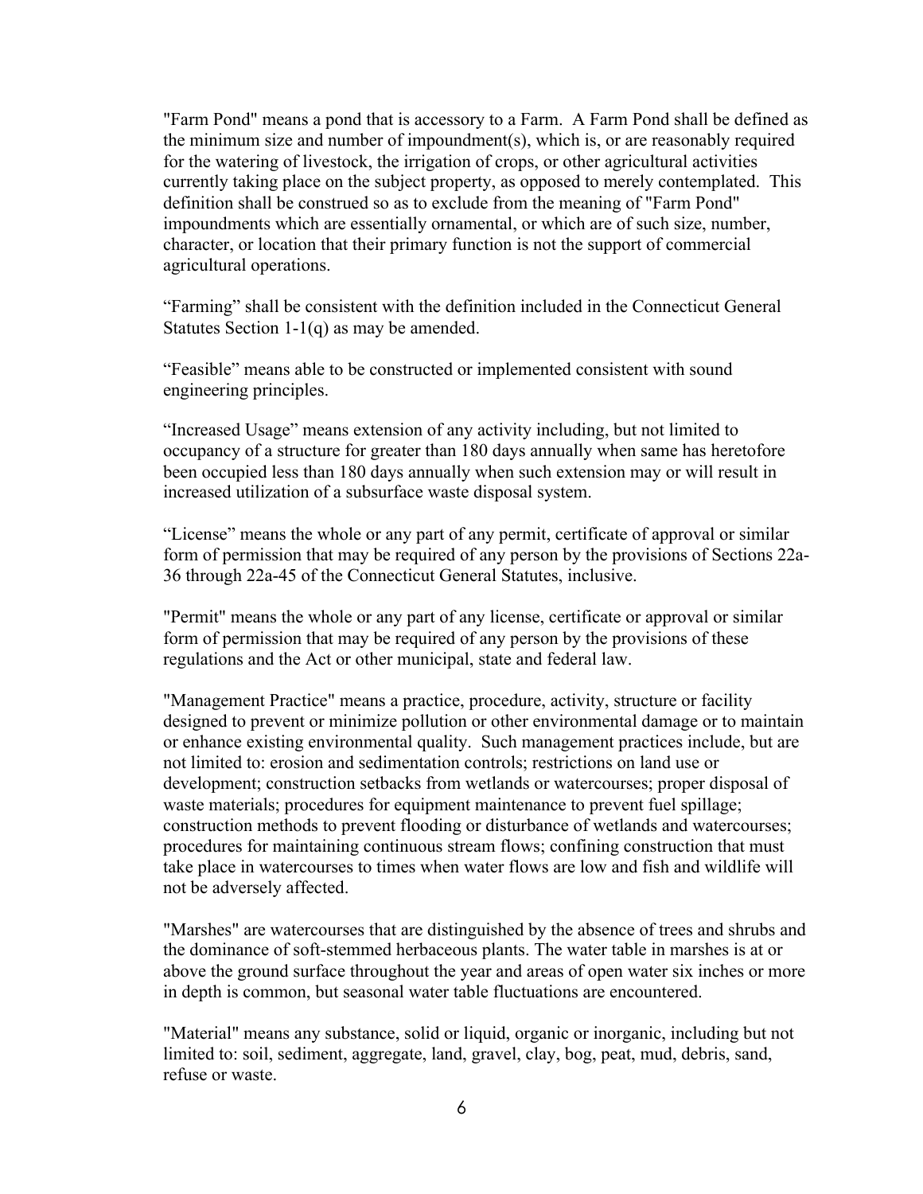"Farm Pond" means a pond that is accessory to a Farm. A Farm Pond shall be defined as the minimum size and number of impoundment(s), which is, or are reasonably required for the watering of livestock, the irrigation of crops, or other agricultural activities currently taking place on the subject property, as opposed to merely contemplated. This definition shall be construed so as to exclude from the meaning of "Farm Pond" impoundments which are essentially ornamental, or which are of such size, number, character, or location that their primary function is not the support of commercial agricultural operations.

"Farming" shall be consistent with the definition included in the Connecticut General Statutes Section 1-1(q) as may be amended.

"Feasible" means able to be constructed or implemented consistent with sound engineering principles.

"Increased Usage" means extension of any activity including, but not limited to occupancy of a structure for greater than 180 days annually when same has heretofore been occupied less than 180 days annually when such extension may or will result in increased utilization of a subsurface waste disposal system.

"License" means the whole or any part of any permit, certificate of approval or similar form of permission that may be required of any person by the provisions of Sections 22a-36 through 22a-45 of the Connecticut General Statutes, inclusive.

"Permit" means the whole or any part of any license, certificate or approval or similar form of permission that may be required of any person by the provisions of these regulations and the Act or other municipal, state and federal law.

"Management Practice" means a practice, procedure, activity, structure or facility designed to prevent or minimize pollution or other environmental damage or to maintain or enhance existing environmental quality. Such management practices include, but are not limited to: erosion and sedimentation controls; restrictions on land use or development; construction setbacks from wetlands or watercourses; proper disposal of waste materials; procedures for equipment maintenance to prevent fuel spillage; construction methods to prevent flooding or disturbance of wetlands and watercourses; procedures for maintaining continuous stream flows; confining construction that must take place in watercourses to times when water flows are low and fish and wildlife will not be adversely affected.

"Marshes" are watercourses that are distinguished by the absence of trees and shrubs and the dominance of soft-stemmed herbaceous plants. The water table in marshes is at or above the ground surface throughout the year and areas of open water six inches or more in depth is common, but seasonal water table fluctuations are encountered.

"Material" means any substance, solid or liquid, organic or inorganic, including but not limited to: soil, sediment, aggregate, land, gravel, clay, bog, peat, mud, debris, sand, refuse or waste.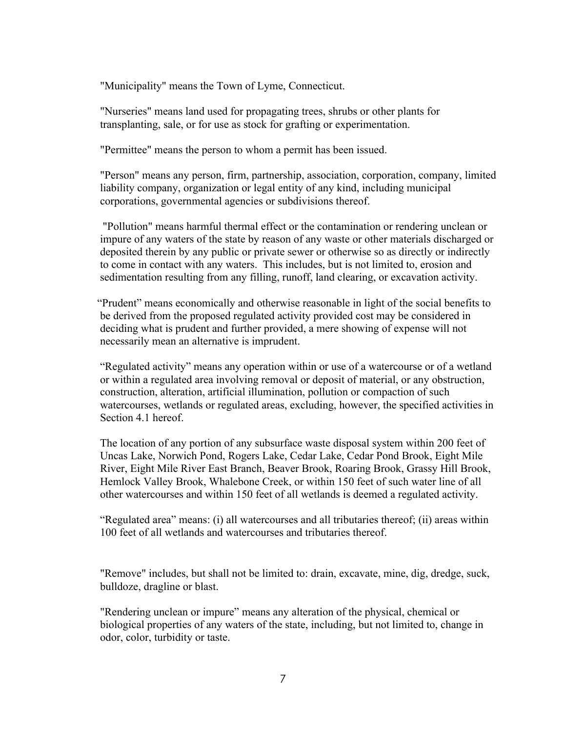"Municipality" means the Town of Lyme, Connecticut.

"Nurseries" means land used for propagating trees, shrubs or other plants for transplanting, sale, or for use as stock for grafting or experimentation.

"Permittee" means the person to whom a permit has been issued.

"Person" means any person, firm, partnership, association, corporation, company, limited liability company, organization or legal entity of any kind, including municipal corporations, governmental agencies or subdivisions thereof.

"Pollution" means harmful thermal effect or the contamination or rendering unclean or impure of any waters of the state by reason of any waste or other materials discharged or deposited therein by any public or private sewer or otherwise so as directly or indirectly to come in contact with any waters. This includes, but is not limited to, erosion and sedimentation resulting from any filling, runoff, land clearing, or excavation activity.

"Prudent" means economically and otherwise reasonable in light of the social benefits to be derived from the proposed regulated activity provided cost may be considered in deciding what is prudent and further provided, a mere showing of expense will not necessarily mean an alternative is imprudent.

"Regulated activity" means any operation within or use of a watercourse or of a wetland or within a regulated area involving removal or deposit of material, or any obstruction, construction, alteration, artificial illumination, pollution or compaction of such watercourses, wetlands or regulated areas, excluding, however, the specified activities in Section 4.1 hereof.

The location of any portion of any subsurface waste disposal system within 200 feet of Uncas Lake, Norwich Pond, Rogers Lake, Cedar Lake, Cedar Pond Brook, Eight Mile River, Eight Mile River East Branch, Beaver Brook, Roaring Brook, Grassy Hill Brook, Hemlock Valley Brook, Whalebone Creek, or within 150 feet of such water line of all other watercourses and within 150 feet of all wetlands is deemed a regulated activity.

"Regulated area" means: (i) all watercourses and all tributaries thereof; (ii) areas within 100 feet of all wetlands and watercourses and tributaries thereof.

"Remove" includes, but shall not be limited to: drain, excavate, mine, dig, dredge, suck, bulldoze, dragline or blast.

"Rendering unclean or impure" means any alteration of the physical, chemical or biological properties of any waters of the state, including, but not limited to, change in odor, color, turbidity or taste.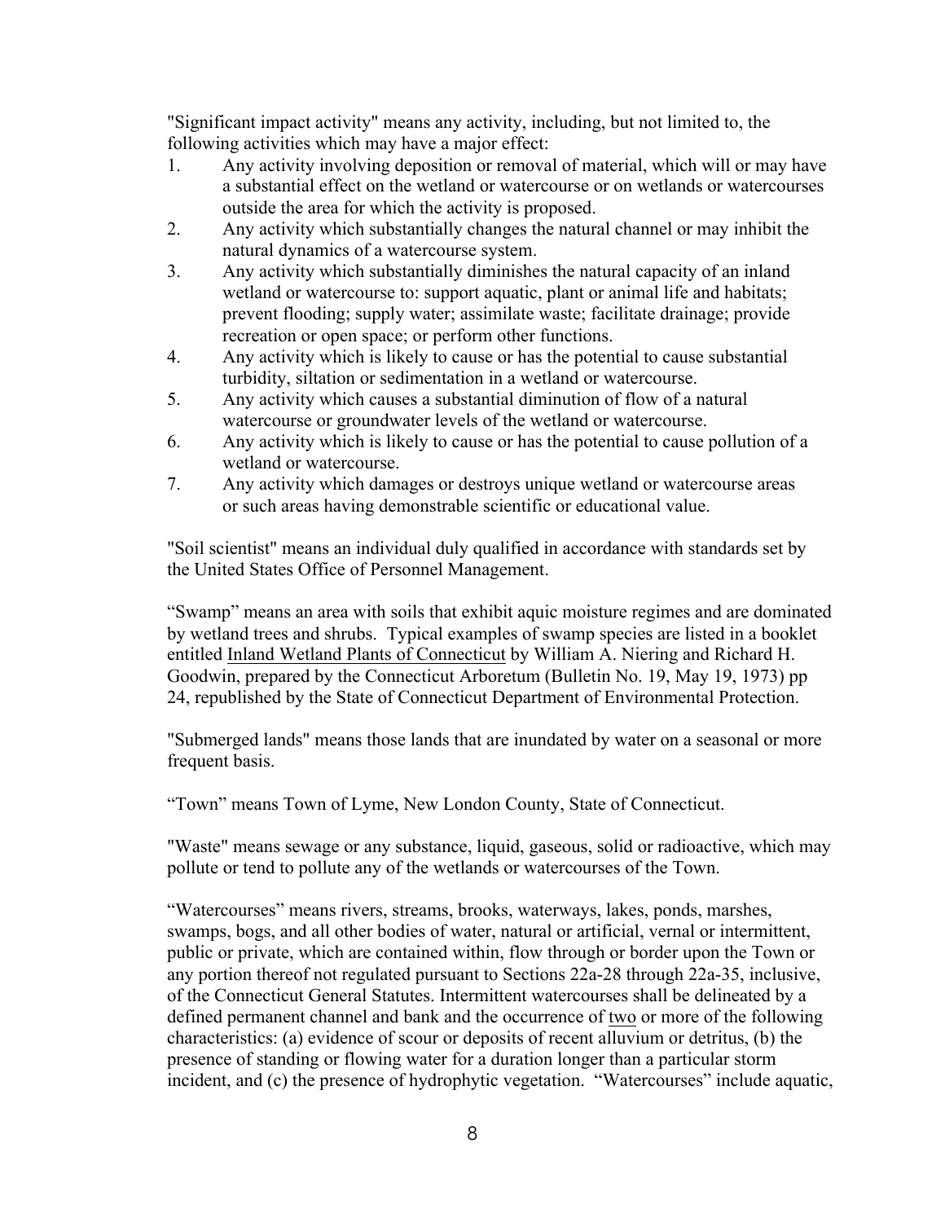"Significant impact activity" means any activity, including, but not limited to, the following activities which may have a major effect:

1. Any activity involving deposition or removal of material, which will or may have a substantial effect on the wetland or watercourse or on wetlands or watercourses outside the area for which the activity is proposed.
2. Any activity which substantially changes the natural channel or may inhibit the natural dynamics of a watercourse system.
3. Any activity which substantially diminishes the natural capacity of an inland wetland or watercourse to: support aquatic, plant or animal life and habitats; prevent flooding; supply water; assimilate waste; facilitate drainage; provide recreation or open space; or perform other functions.
4. Any activity which is likely to cause or has the potential to cause substantial turbidity, siltation or sedimentation in a wetland or watercourse.
5. Any activity which causes a substantial diminution of flow of a natural watercourse or groundwater levels of the wetland or watercourse.
6. Any activity which is likely to cause or has the potential to cause pollution of a wetland or watercourse.
7. Any activity which damages or destroys unique wetland or watercourse areas or such areas having demonstrable scientific or educational value.

"Soil scientist" means an individual duly qualified in accordance with standards set by the United States Office of Personnel Management.

"Swamp" means an area with soils that exhibit aquic moisture regimes and are dominated by wetland trees and shrubs. Typical examples of swamp species are listed in a booklet entitled Inland Wetland Plants of Connecticut by William A. Niering and Richard H. Goodwin, prepared by the Connecticut Arboretum (Bulletin No. 19, May 19, 1973) pp 24, republished by the State of Connecticut Department of Environmental Protection.

"Submerged lands" means those lands that are inundated by water on a seasonal or more frequent basis.

"Town" means Town of Lyme, New London County, State of Connecticut.

"Waste" means sewage or any substance, liquid, gaseous, solid or radioactive, which may pollute or tend to pollute any of the wetlands or watercourses of the Town.

"Watercourses" means rivers, streams, brooks, waterways, lakes, ponds, marshes, swamps, bogs, and all other bodies of water, natural or artificial, vernal or intermittent, public or private, which are contained within, flow through or border upon the Town or any portion thereof not regulated pursuant to Sections 22a-28 through 22a-35, inclusive, of the Connecticut General Statutes. Intermittent watercourses shall be delineated by a defined permanent channel and bank and the occurrence of two or more of the following characteristics: (a) evidence of scour or deposits of recent alluvium or detritus, (b) the presence of standing or flowing water for a duration longer than a particular storm incident, and (c) the presence of hydrophytic vegetation. "Watercourses" include aquatic,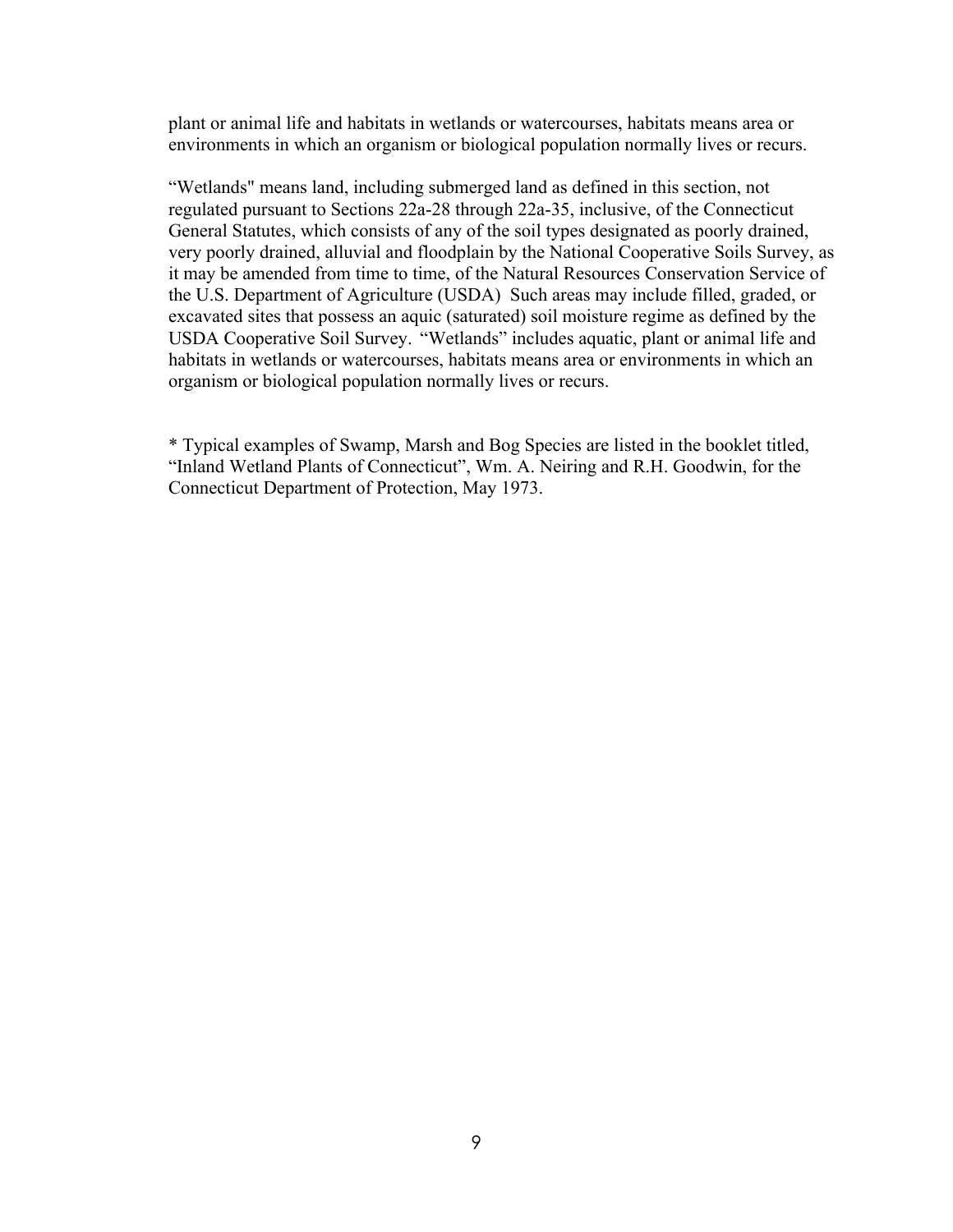plant or animal life and habitats in wetlands or watercourses, habitats means area or environments in which an organism or biological population normally lives or recurs.

"Wetlands" means land, including submerged land as defined in this section, not regulated pursuant to Sections 22a-28 through 22a-35, inclusive, of the Connecticut General Statutes, which consists of any of the soil types designated as poorly drained, very poorly drained, alluvial and floodplain by the National Cooperative Soils Survey, as it may be amended from time to time, of the Natural Resources Conservation Service of the U.S. Department of Agriculture (USDA)  Such areas may include filled, graded, or excavated sites that possess an aquic (saturated) soil moisture regime as defined by the USDA Cooperative Soil Survey.  "Wetlands" includes aquatic, plant or animal life and habitats in wetlands or watercourses, habitats means area or environments in which an organism or biological population normally lives or recurs.

* Typical examples of Swamp, Marsh and Bog Species are listed in the booklet titled, "Inland Wetland Plants of Connecticut", Wm. A. Neiring and R.H. Goodwin, for the Connecticut Department of Protection, May 1973.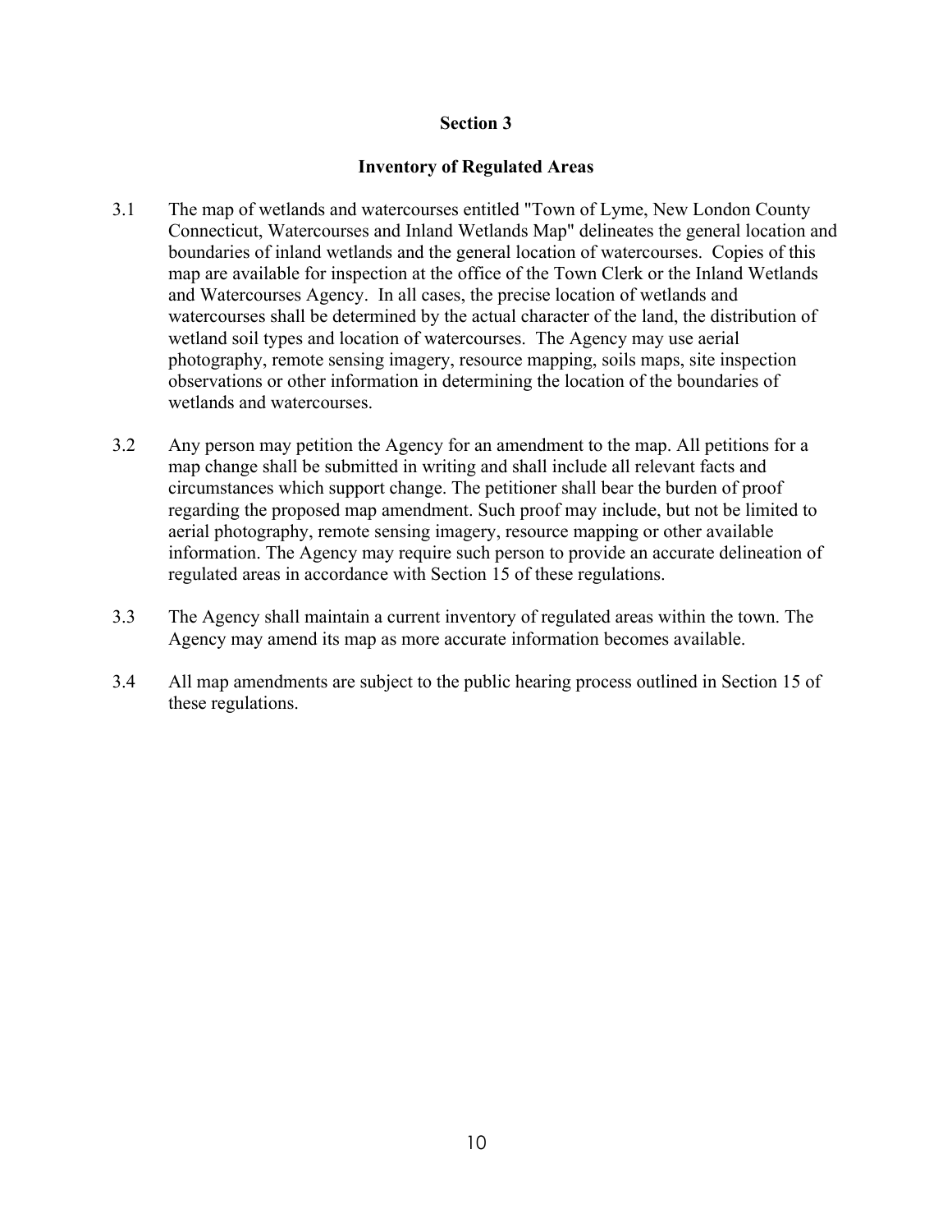## Section 3

## Inventory of Regulated Areas

3.1 The map of wetlands and watercourses entitled "Town of Lyme, New London County Connecticut, Watercourses and Inland Wetlands Map" delineates the general location and boundaries of inland wetlands and the general location of watercourses. Copies of this map are available for inspection at the office of the Town Clerk or the Inland Wetlands and Watercourses Agency. In all cases, the precise location of wetlands and watercourses shall be determined by the actual character of the land, the distribution of wetland soil types and location of watercourses. The Agency may use aerial photography, remote sensing imagery, resource mapping, soils maps, site inspection observations or other information in determining the location of the boundaries of wetlands and watercourses.

3.2 Any person may petition the Agency for an amendment to the map. All petitions for a map change shall be submitted in writing and shall include all relevant facts and circumstances which support change. The petitioner shall bear the burden of proof regarding the proposed map amendment. Such proof may include, but not be limited to aerial photography, remote sensing imagery, resource mapping or other available information. The Agency may require such person to provide an accurate delineation of regulated areas in accordance with Section 15 of these regulations.

3.3 The Agency shall maintain a current inventory of regulated areas within the town. The Agency may amend its map as more accurate information becomes available.

3.4 All map amendments are subject to the public hearing process outlined in Section 15 of these regulations.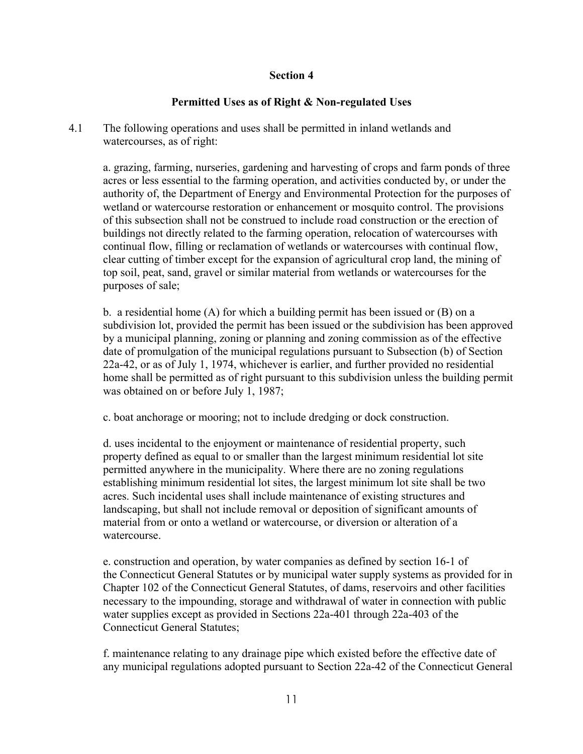## Section 4

### Permitted Uses as of Right & Non-regulated Uses

4.1 The following operations and uses shall be permitted in inland wetlands and watercourses, as of right:

a. grazing, farming, nurseries, gardening and harvesting of crops and farm ponds of three acres or less essential to the farming operation, and activities conducted by, or under the authority of, the Department of Energy and Environmental Protection for the purposes of wetland or watercourse restoration or enhancement or mosquito control. The provisions of this subsection shall not be construed to include road construction or the erection of buildings not directly related to the farming operation, relocation of watercourses with continual flow, filling or reclamation of wetlands or watercourses with continual flow, clear cutting of timber except for the expansion of agricultural crop land, the mining of top soil, peat, sand, gravel or similar material from wetlands or watercourses for the purposes of sale;

b. a residential home (A) for which a building permit has been issued or (B) on a subdivision lot, provided the permit has been issued or the subdivision has been approved by a municipal planning, zoning or planning and zoning commission as of the effective date of promulgation of the municipal regulations pursuant to Subsection (b) of Section 22a-42, or as of July 1, 1974, whichever is earlier, and further provided no residential home shall be permitted as of right pursuant to this subdivision unless the building permit was obtained on or before July 1, 1987;

c. boat anchorage or mooring; not to include dredging or dock construction.

d. uses incidental to the enjoyment or maintenance of residential property, such property defined as equal to or smaller than the largest minimum residential lot site permitted anywhere in the municipality. Where there are no zoning regulations establishing minimum residential lot sites, the largest minimum lot site shall be two acres. Such incidental uses shall include maintenance of existing structures and landscaping, but shall not include removal or deposition of significant amounts of material from or onto a wetland or watercourse, or diversion or alteration of a watercourse.

e. construction and operation, by water companies as defined by section 16-1 of the Connecticut General Statutes or by municipal water supply systems as provided for in Chapter 102 of the Connecticut General Statutes, of dams, reservoirs and other facilities necessary to the impounding, storage and withdrawal of water in connection with public water supplies except as provided in Sections 22a-401 through 22a-403 of the Connecticut General Statutes;

f. maintenance relating to any drainage pipe which existed before the effective date of any municipal regulations adopted pursuant to Section 22a-42 of the Connecticut General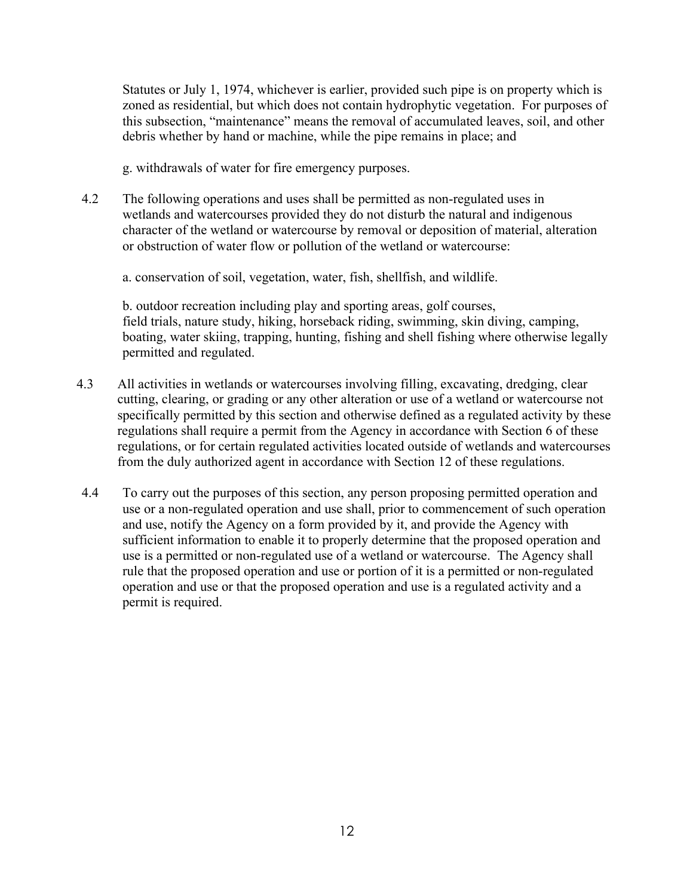Statutes or July 1, 1974, whichever is earlier, provided such pipe is on property which is zoned as residential, but which does not contain hydrophytic vegetation. For purposes of this subsection, "maintenance" means the removal of accumulated leaves, soil, and other debris whether by hand or machine, while the pipe remains in place; and

g. withdrawals of water for fire emergency purposes.

4.2 The following operations and uses shall be permitted as non-regulated uses in wetlands and watercourses provided they do not disturb the natural and indigenous character of the wetland or watercourse by removal or deposition of material, alteration or obstruction of water flow or pollution of the wetland or watercourse:

a. conservation of soil, vegetation, water, fish, shellfish, and wildlife.

b. outdoor recreation including play and sporting areas, golf courses, field trials, nature study, hiking, horseback riding, swimming, skin diving, camping, boating, water skiing, trapping, hunting, fishing and shell fishing where otherwise legally permitted and regulated.

4.3 All activities in wetlands or watercourses involving filling, excavating, dredging, clear cutting, clearing, or grading or any other alteration or use of a wetland or watercourse not specifically permitted by this section and otherwise defined as a regulated activity by these regulations shall require a permit from the Agency in accordance with Section 6 of these regulations, or for certain regulated activities located outside of wetlands and watercourses from the duly authorized agent in accordance with Section 12 of these regulations.

4.4 To carry out the purposes of this section, any person proposing permitted operation and use or a non-regulated operation and use shall, prior to commencement of such operation and use, notify the Agency on a form provided by it, and provide the Agency with sufficient information to enable it to properly determine that the proposed operation and use is a permitted or non-regulated use of a wetland or watercourse. The Agency shall rule that the proposed operation and use or portion of it is a permitted or non-regulated operation and use or that the proposed operation and use is a regulated activity and a permit is required.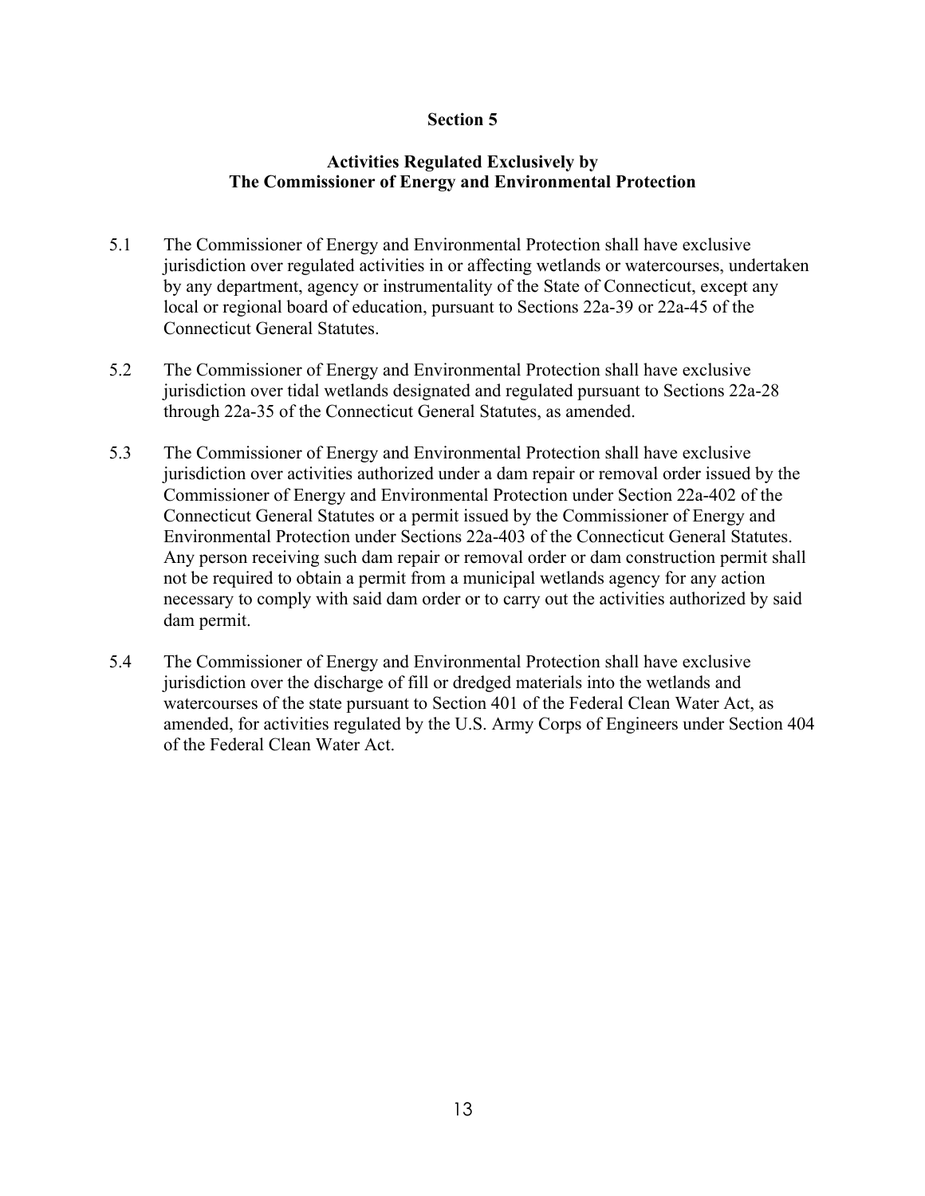## Section 5

### Activities Regulated Exclusively by The Commissioner of Energy and Environmental Protection

5.1 The Commissioner of Energy and Environmental Protection shall have exclusive jurisdiction over regulated activities in or affecting wetlands or watercourses, undertaken by any department, agency or instrumentality of the State of Connecticut, except any local or regional board of education, pursuant to Sections 22a-39 or 22a-45 of the Connecticut General Statutes.

5.2 The Commissioner of Energy and Environmental Protection shall have exclusive jurisdiction over tidal wetlands designated and regulated pursuant to Sections 22a-28 through 22a-35 of the Connecticut General Statutes, as amended.

5.3 The Commissioner of Energy and Environmental Protection shall have exclusive jurisdiction over activities authorized under a dam repair or removal order issued by the Commissioner of Energy and Environmental Protection under Section 22a-402 of the Connecticut General Statutes or a permit issued by the Commissioner of Energy and Environmental Protection under Sections 22a-403 of the Connecticut General Statutes. Any person receiving such dam repair or removal order or dam construction permit shall not be required to obtain a permit from a municipal wetlands agency for any action necessary to comply with said dam order or to carry out the activities authorized by said dam permit.

5.4 The Commissioner of Energy and Environmental Protection shall have exclusive jurisdiction over the discharge of fill or dredged materials into the wetlands and watercourses of the state pursuant to Section 401 of the Federal Clean Water Act, as amended, for activities regulated by the U.S. Army Corps of Engineers under Section 404 of the Federal Clean Water Act.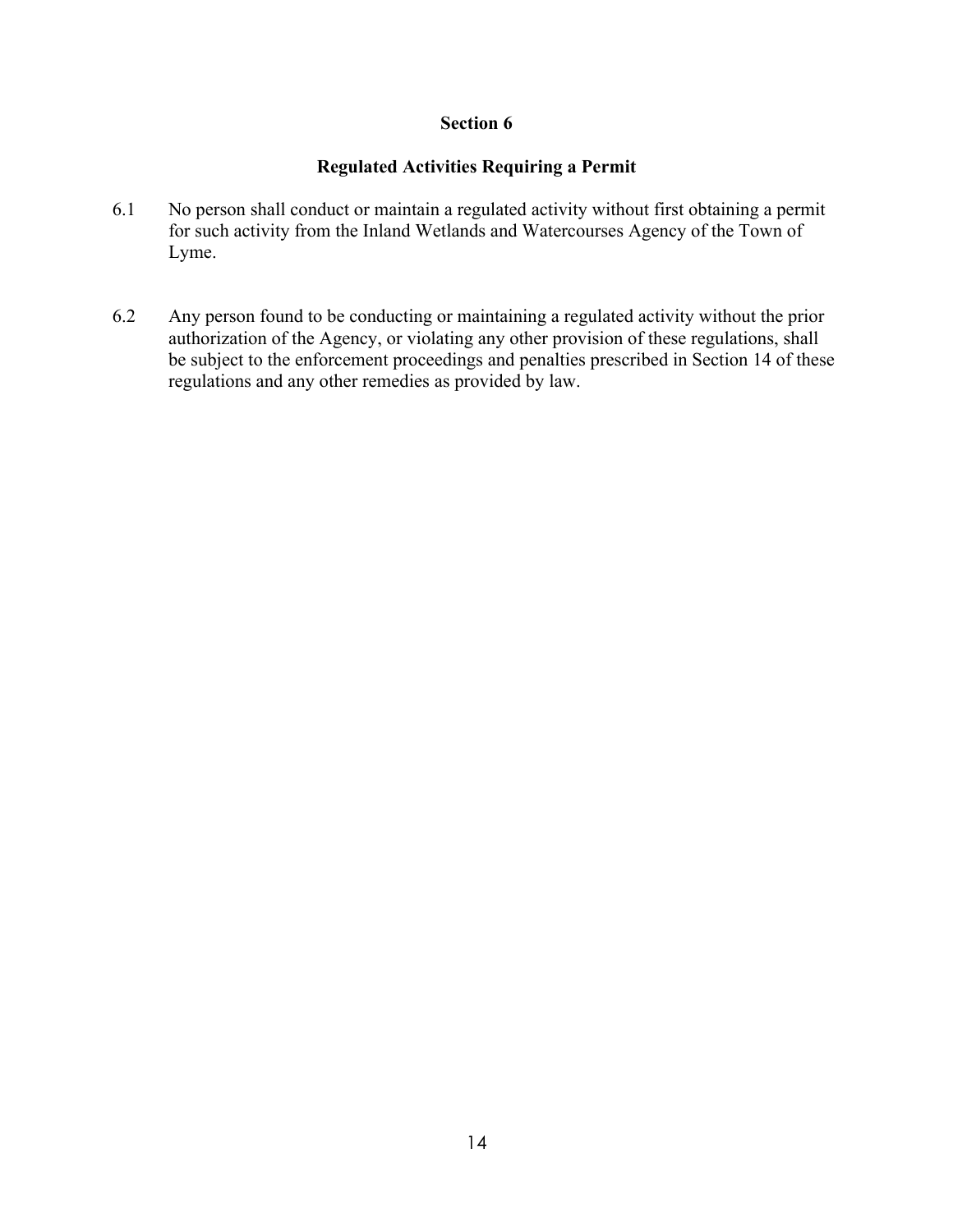## Section 6

## Regulated Activities Requiring a Permit

6.1 No person shall conduct or maintain a regulated activity without first obtaining a permit for such activity from the Inland Wetlands and Watercourses Agency of the Town of Lyme.

6.2 Any person found to be conducting or maintaining a regulated activity without the prior authorization of the Agency, or violating any other provision of these regulations, shall be subject to the enforcement proceedings and penalties prescribed in Section 14 of these regulations and any other remedies as provided by law.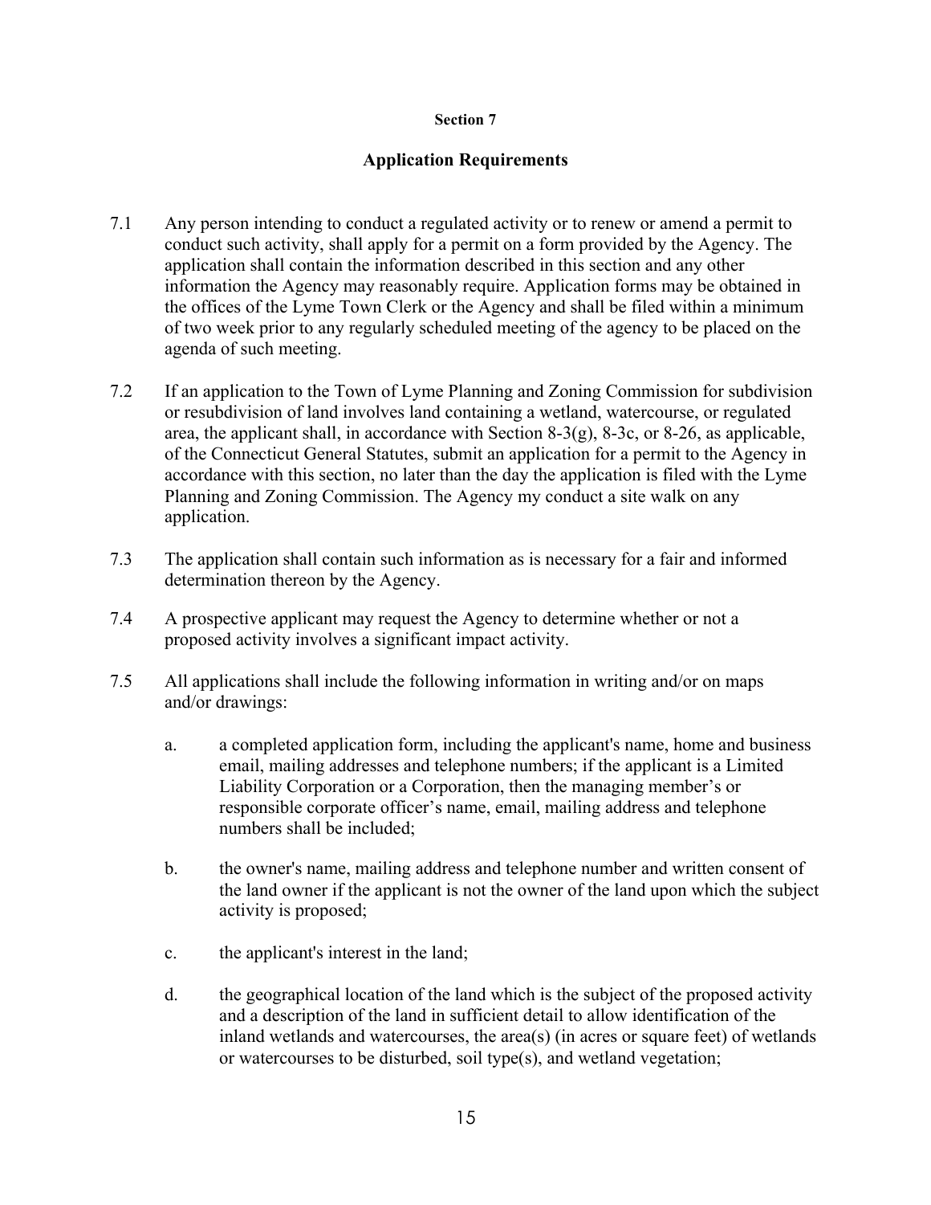## Section 7

## Application Requirements

7.1 Any person intending to conduct a regulated activity or to renew or amend a permit to conduct such activity, shall apply for a permit on a form provided by the Agency. The application shall contain the information described in this section and any other information the Agency may reasonably require. Application forms may be obtained in the offices of the Lyme Town Clerk or the Agency and shall be filed within a minimum of two week prior to any regularly scheduled meeting of the agency to be placed on the agenda of such meeting.

7.2 If an application to the Town of Lyme Planning and Zoning Commission for subdivision or resubdivision of land involves land containing a wetland, watercourse, or regulated area, the applicant shall, in accordance with Section 8-3(g), 8-3c, or 8-26, as applicable, of the Connecticut General Statutes, submit an application for a permit to the Agency in accordance with this section, no later than the day the application is filed with the Lyme Planning and Zoning Commission. The Agency my conduct a site walk on any application.

7.3 The application shall contain such information as is necessary for a fair and informed determination thereon by the Agency.

7.4 A prospective applicant may request the Agency to determine whether or not a proposed activity involves a significant impact activity.

7.5 All applications shall include the following information in writing and/or on maps and/or drawings:

a. a completed application form, including the applicant's name, home and business email, mailing addresses and telephone numbers; if the applicant is a Limited Liability Corporation or a Corporation, then the managing member's or responsible corporate officer's name, email, mailing address and telephone numbers shall be included;

b. the owner's name, mailing address and telephone number and written consent of the land owner if the applicant is not the owner of the land upon which the subject activity is proposed;

c. the applicant's interest in the land;

d. the geographical location of the land which is the subject of the proposed activity and a description of the land in sufficient detail to allow identification of the inland wetlands and watercourses, the area(s) (in acres or square feet) of wetlands or watercourses to be disturbed, soil type(s), and wetland vegetation;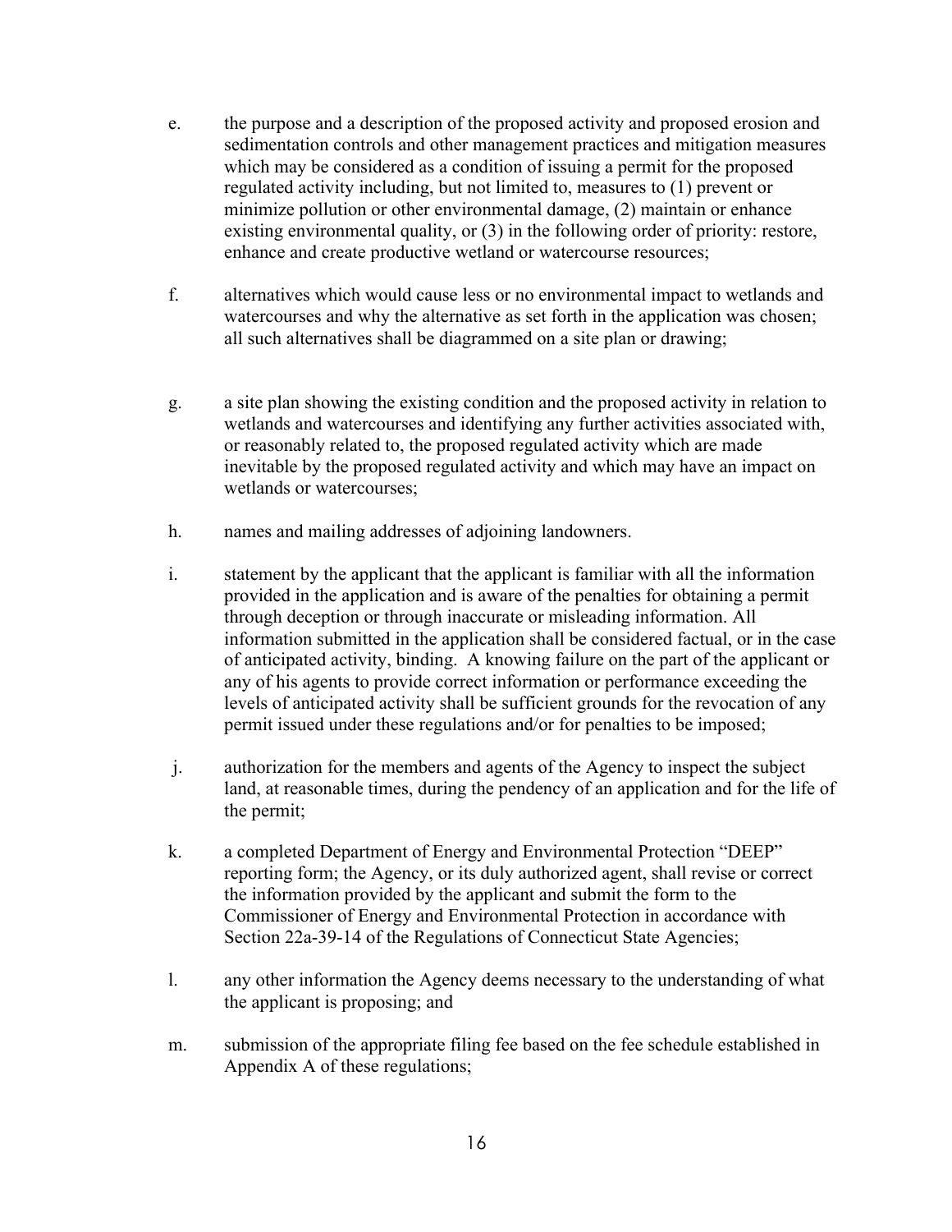e. the purpose and a description of the proposed activity and proposed erosion and sedimentation controls and other management practices and mitigation measures which may be considered as a condition of issuing a permit for the proposed regulated activity including, but not limited to, measures to (1) prevent or minimize pollution or other environmental damage, (2) maintain or enhance existing environmental quality, or (3) in the following order of priority: restore, enhance and create productive wetland or watercourse resources;

f. alternatives which would cause less or no environmental impact to wetlands and watercourses and why the alternative as set forth in the application was chosen; all such alternatives shall be diagrammed on a site plan or drawing;

g. a site plan showing the existing condition and the proposed activity in relation to wetlands and watercourses and identifying any further activities associated with, or reasonably related to, the proposed regulated activity which are made inevitable by the proposed regulated activity and which may have an impact on wetlands or watercourses;

h. names and mailing addresses of adjoining landowners.

i. statement by the applicant that the applicant is familiar with all the information provided in the application and is aware of the penalties for obtaining a permit through deception or through inaccurate or misleading information. All information submitted in the application shall be considered factual, or in the case of anticipated activity, binding. A knowing failure on the part of the applicant or any of his agents to provide correct information or performance exceeding the levels of anticipated activity shall be sufficient grounds for the revocation of any permit issued under these regulations and/or for penalties to be imposed;

j. authorization for the members and agents of the Agency to inspect the subject land, at reasonable times, during the pendency of an application and for the life of the permit;

k. a completed Department of Energy and Environmental Protection "DEEP" reporting form; the Agency, or its duly authorized agent, shall revise or correct the information provided by the applicant and submit the form to the Commissioner of Energy and Environmental Protection in accordance with Section 22a-39-14 of the Regulations of Connecticut State Agencies;

l. any other information the Agency deems necessary to the understanding of what the applicant is proposing; and

m. submission of the appropriate filing fee based on the fee schedule established in Appendix A of these regulations;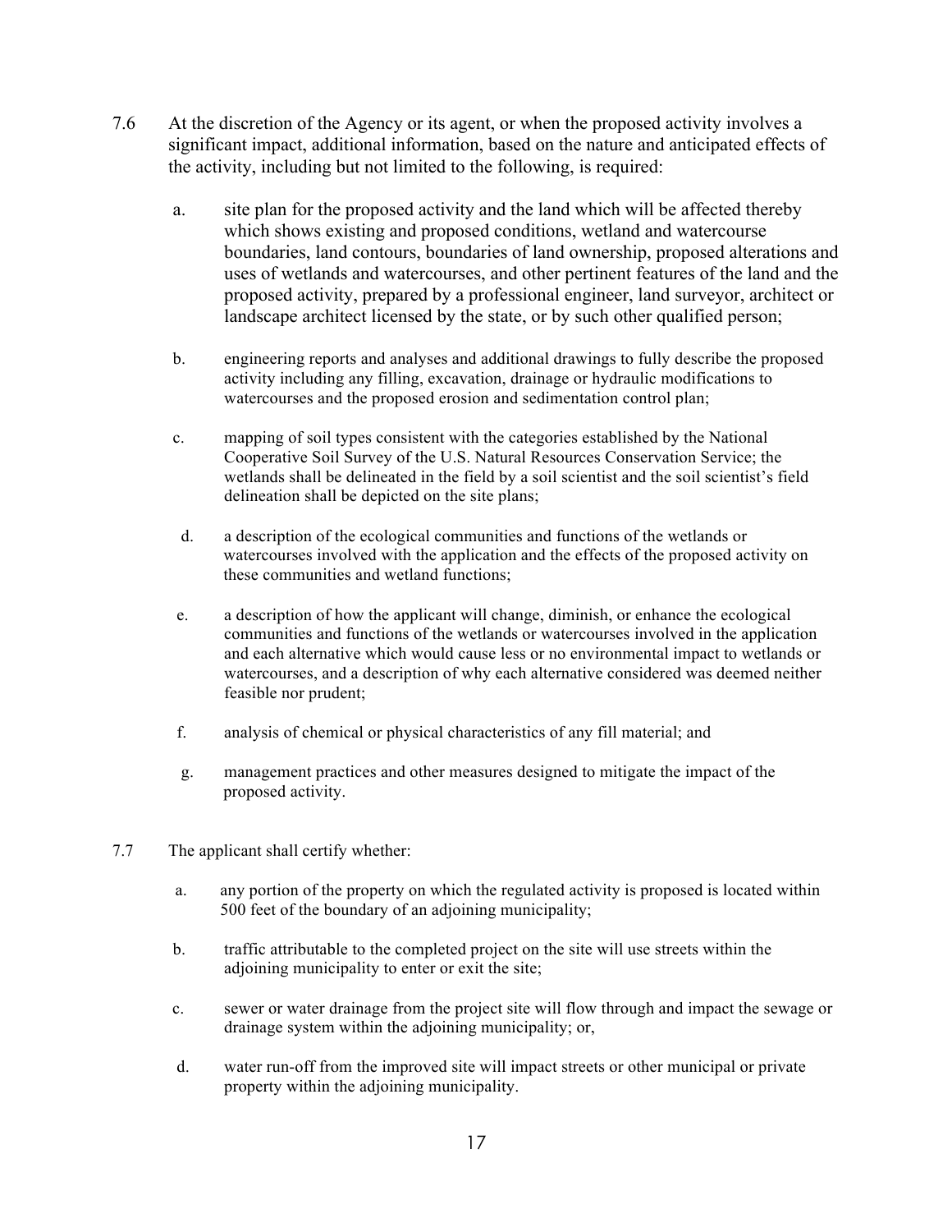7.6 At the discretion of the Agency or its agent, or when the proposed activity involves a significant impact, additional information, based on the nature and anticipated effects of the activity, including but not limited to the following, is required:

a. site plan for the proposed activity and the land which will be affected thereby which shows existing and proposed conditions, wetland and watercourse boundaries, land contours, boundaries of land ownership, proposed alterations and uses of wetlands and watercourses, and other pertinent features of the land and the proposed activity, prepared by a professional engineer, land surveyor, architect or landscape architect licensed by the state, or by such other qualified person;

b. engineering reports and analyses and additional drawings to fully describe the proposed activity including any filling, excavation, drainage or hydraulic modifications to watercourses and the proposed erosion and sedimentation control plan;

c. mapping of soil types consistent with the categories established by the National Cooperative Soil Survey of the U.S. Natural Resources Conservation Service; the wetlands shall be delineated in the field by a soil scientist and the soil scientist's field delineation shall be depicted on the site plans;

d. a description of the ecological communities and functions of the wetlands or watercourses involved with the application and the effects of the proposed activity on these communities and wetland functions;

e. a description of how the applicant will change, diminish, or enhance the ecological communities and functions of the wetlands or watercourses involved in the application and each alternative which would cause less or no environmental impact to wetlands or watercourses, and a description of why each alternative considered was deemed neither feasible nor prudent;

f. analysis of chemical or physical characteristics of any fill material; and

g. management practices and other measures designed to mitigate the impact of the proposed activity.

7.7 The applicant shall certify whether:

a. any portion of the property on which the regulated activity is proposed is located within 500 feet of the boundary of an adjoining municipality;

b. traffic attributable to the completed project on the site will use streets within the adjoining municipality to enter or exit the site;

c. sewer or water drainage from the project site will flow through and impact the sewage or drainage system within the adjoining municipality; or,

d. water run-off from the improved site will impact streets or other municipal or private property within the adjoining municipality.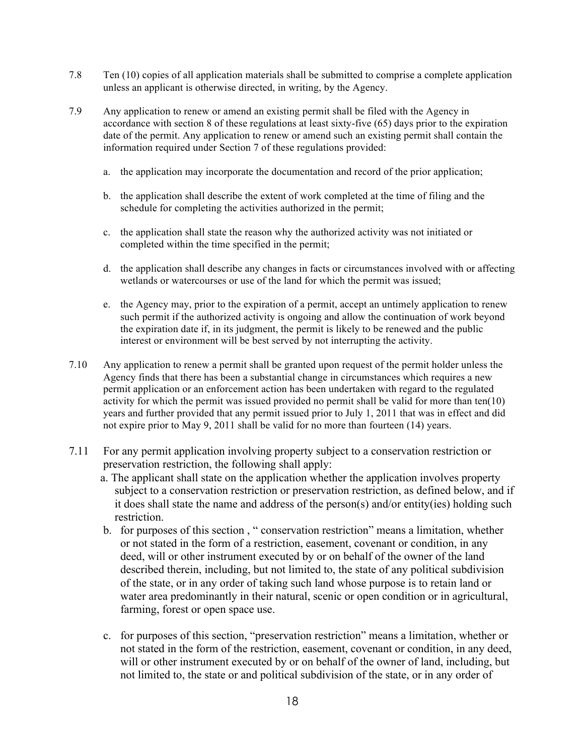7.8 Ten (10) copies of all application materials shall be submitted to comprise a complete application unless an applicant is otherwise directed, in writing, by the Agency.

7.9 Any application to renew or amend an existing permit shall be filed with the Agency in accordance with section 8 of these regulations at least sixty-five (65) days prior to the expiration date of the permit. Any application to renew or amend such an existing permit shall contain the information required under Section 7 of these regulations provided:

a. the application may incorporate the documentation and record of the prior application;

b. the application shall describe the extent of work completed at the time of filing and the schedule for completing the activities authorized in the permit;

c. the application shall state the reason why the authorized activity was not initiated or completed within the time specified in the permit;

d. the application shall describe any changes in facts or circumstances involved with or affecting wetlands or watercourses or use of the land for which the permit was issued;

e. the Agency may, prior to the expiration of a permit, accept an untimely application to renew such permit if the authorized activity is ongoing and allow the continuation of work beyond the expiration date if, in its judgment, the permit is likely to be renewed and the public interest or environment will be best served by not interrupting the activity.

7.10 Any application to renew a permit shall be granted upon request of the permit holder unless the Agency finds that there has been a substantial change in circumstances which requires a new permit application or an enforcement action has been undertaken with regard to the regulated activity for which the permit was issued provided no permit shall be valid for more than ten(10) years and further provided that any permit issued prior to July 1, 2011 that was in effect and did not expire prior to May 9, 2011 shall be valid for no more than fourteen (14) years.

7.11 For any permit application involving property subject to a conservation restriction or preservation restriction, the following shall apply:

a. The applicant shall state on the application whether the application involves property subject to a conservation restriction or preservation restriction, as defined below, and if it does shall state the name and address of the person(s) and/or entity(ies) holding such restriction.

b. for purposes of this section , " conservation restriction" means a limitation, whether or not stated in the form of a restriction, easement, covenant or condition, in any deed, will or other instrument executed by or on behalf of the owner of the land described therein, including, but not limited to, the state of any political subdivision of the state, or in any order of taking such land whose purpose is to retain land or water area predominantly in their natural, scenic or open condition or in agricultural, farming, forest or open space use.

c. for purposes of this section, "preservation restriction" means a limitation, whether or not stated in the form of the restriction, easement, covenant or condition, in any deed, will or other instrument executed by or on behalf of the owner of land, including, but not limited to, the state or and political subdivision of the state, or in any order of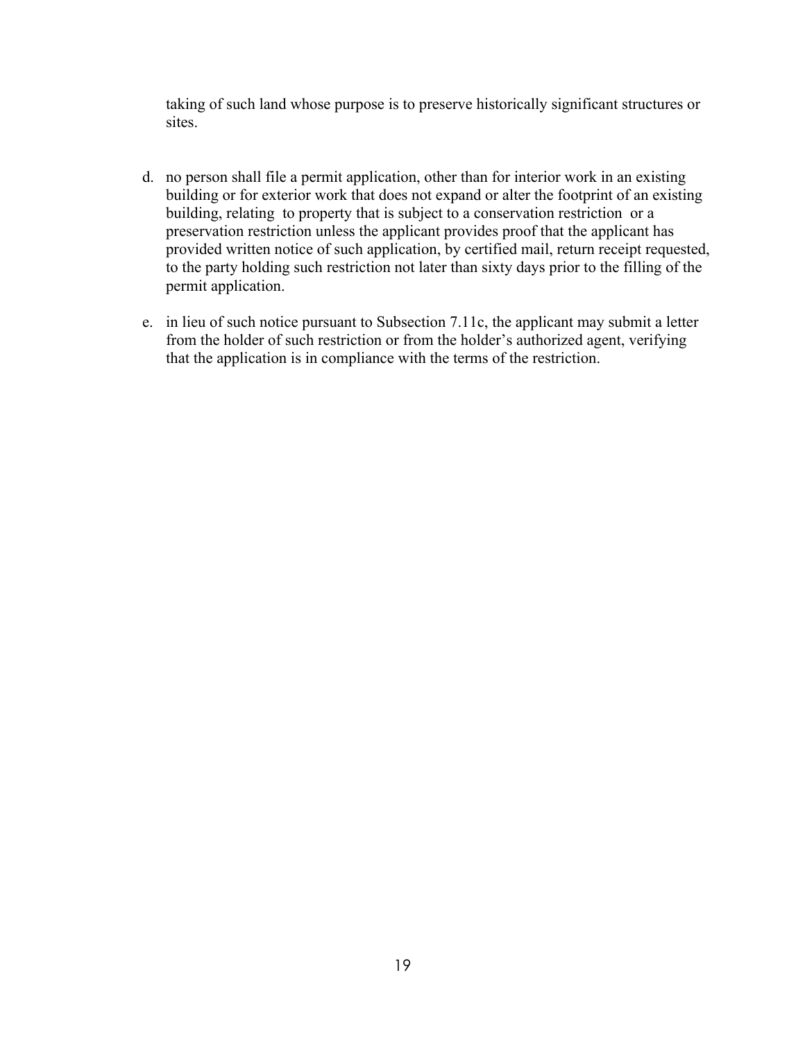taking of such land whose purpose is to preserve historically significant structures or sites.

d. no person shall file a permit application, other than for interior work in an existing building or for exterior work that does not expand or alter the footprint of an existing building, relating to property that is subject to a conservation restriction or a preservation restriction unless the applicant provides proof that the applicant has provided written notice of such application, by certified mail, return receipt requested, to the party holding such restriction not later than sixty days prior to the filling of the permit application.

e. in lieu of such notice pursuant to Subsection 7.11c, the applicant may submit a letter from the holder of such restriction or from the holder's authorized agent, verifying that the application is in compliance with the terms of the restriction.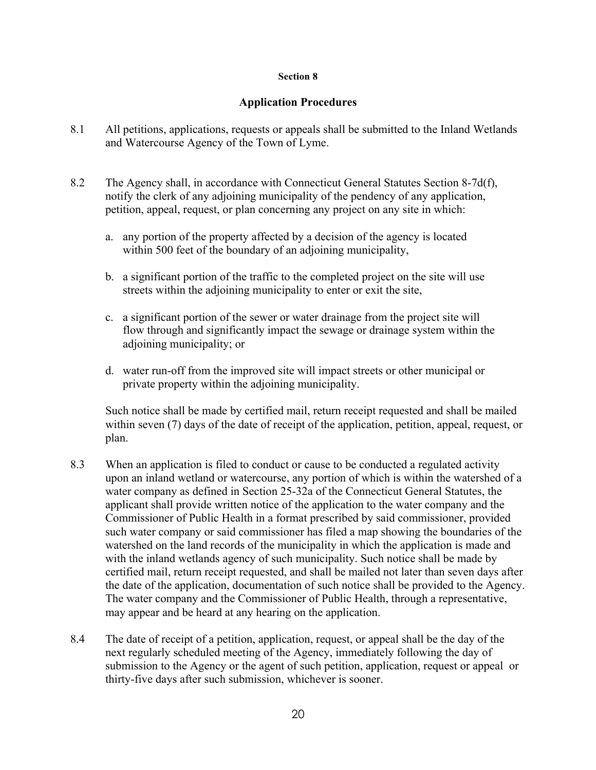## Section 8

## Application Procedures

8.1 All petitions, applications, requests or appeals shall be submitted to the Inland Wetlands and Watercourse Agency of the Town of Lyme.

8.2 The Agency shall, in accordance with Connecticut General Statutes Section 8-7d(f), notify the clerk of any adjoining municipality of the pendency of any application, petition, appeal, request, or plan concerning any project on any site in which:

a. any portion of the property affected by a decision of the agency is located within 500 feet of the boundary of an adjoining municipality,

b. a significant portion of the traffic to the completed project on the site will use streets within the adjoining municipality to enter or exit the site,

c. a significant portion of the sewer or water drainage from the project site will flow through and significantly impact the sewage or drainage system within the adjoining municipality; or

d. water run-off from the improved site will impact streets or other municipal or private property within the adjoining municipality.

Such notice shall be made by certified mail, return receipt requested and shall be mailed within seven (7) days of the date of receipt of the application, petition, appeal, request, or plan.

8.3 When an application is filed to conduct or cause to be conducted a regulated activity upon an inland wetland or watercourse, any portion of which is within the watershed of a water company as defined in Section 25-32a of the Connecticut General Statutes, the applicant shall provide written notice of the application to the water company and the Commissioner of Public Health in a format prescribed by said commissioner, provided such water company or said commissioner has filed a map showing the boundaries of the watershed on the land records of the municipality in which the application is made and with the inland wetlands agency of such municipality. Such notice shall be made by certified mail, return receipt requested, and shall be mailed not later than seven days after the date of the application, documentation of such notice shall be provided to the Agency. The water company and the Commissioner of Public Health, through a representative, may appear and be heard at any hearing on the application.

8.4 The date of receipt of a petition, application, request, or appeal shall be the day of the next regularly scheduled meeting of the Agency, immediately following the day of submission to the Agency or the agent of such petition, application, request or appeal or thirty-five days after such submission, whichever is sooner.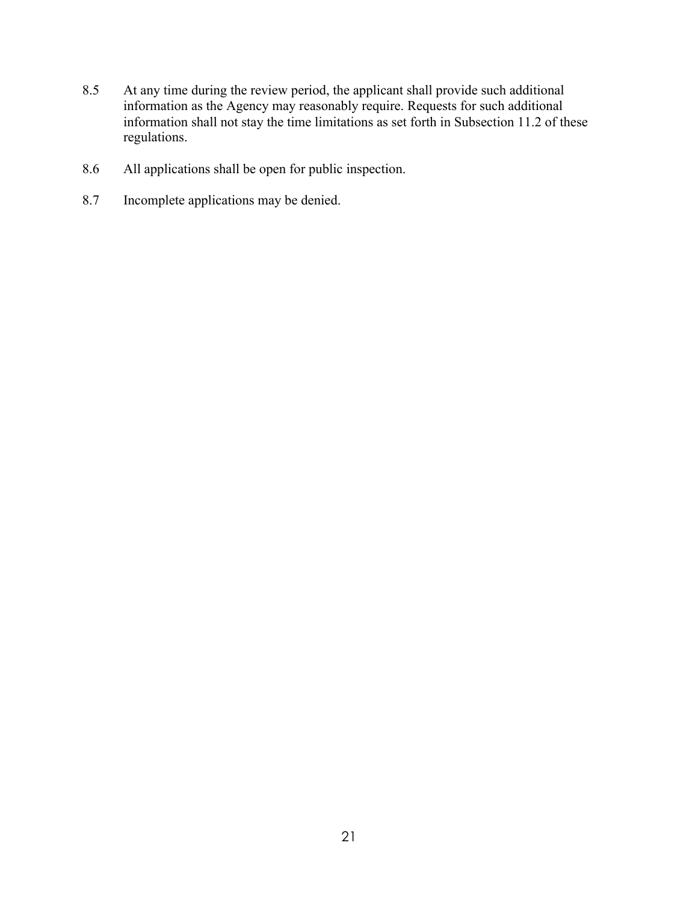8.5 At any time during the review period, the applicant shall provide such additional information as the Agency may reasonably require. Requests for such additional information shall not stay the time limitations as set forth in Subsection 11.2 of these regulations.

8.6 All applications shall be open for public inspection.

8.7 Incomplete applications may be denied.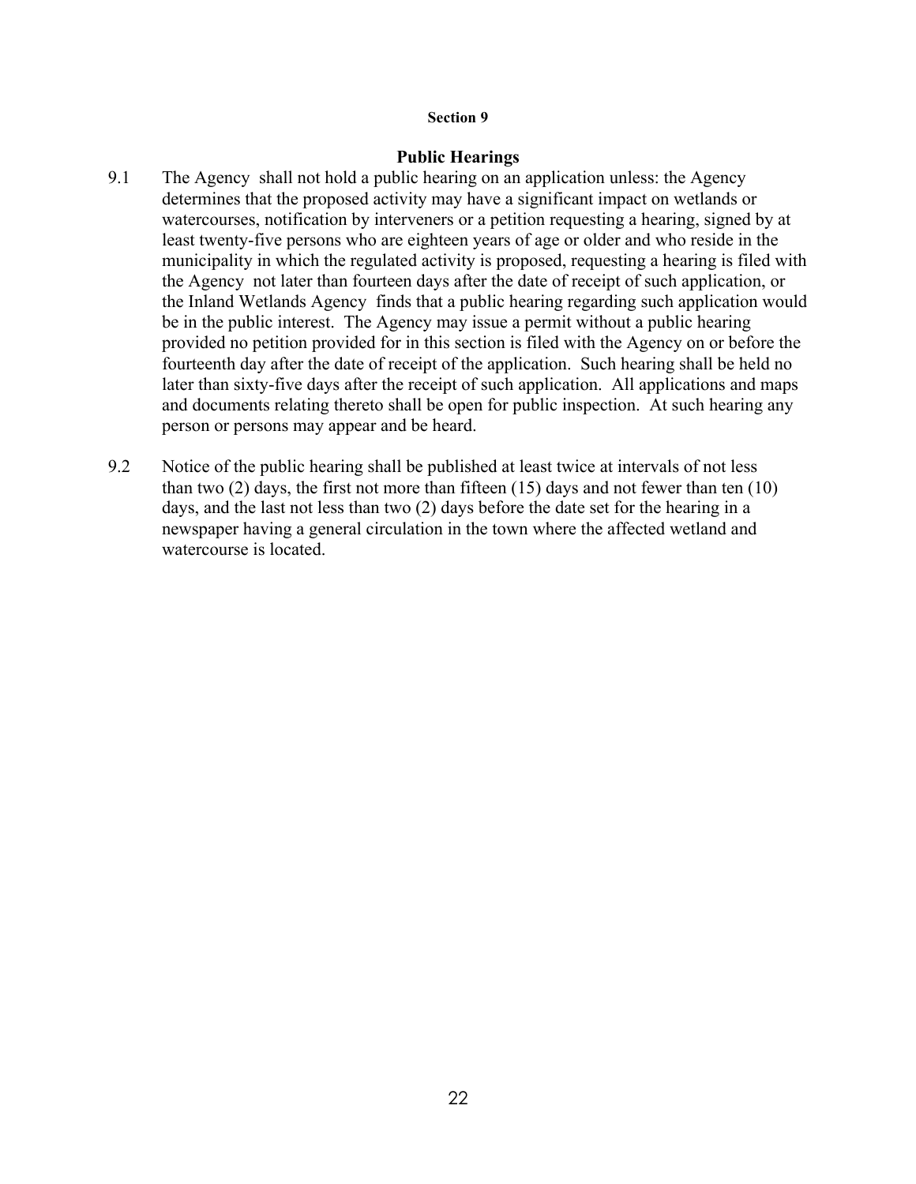## Section 9

### Public Hearings

9.1 The Agency shall not hold a public hearing on an application unless: the Agency determines that the proposed activity may have a significant impact on wetlands or watercourses, notification by interveners or a petition requesting a hearing, signed by at least twenty-five persons who are eighteen years of age or older and who reside in the municipality in which the regulated activity is proposed, requesting a hearing is filed with the Agency not later than fourteen days after the date of receipt of such application, or the Inland Wetlands Agency finds that a public hearing regarding such application would be in the public interest. The Agency may issue a permit without a public hearing provided no petition provided for in this section is filed with the Agency on or before the fourteenth day after the date of receipt of the application. Such hearing shall be held no later than sixty-five days after the receipt of such application. All applications and maps and documents relating thereto shall be open for public inspection. At such hearing any person or persons may appear and be heard.

9.2 Notice of the public hearing shall be published at least twice at intervals of not less than two (2) days, the first not more than fifteen (15) days and not fewer than ten (10) days, and the last not less than two (2) days before the date set for the hearing in a newspaper having a general circulation in the town where the affected wetland and watercourse is located.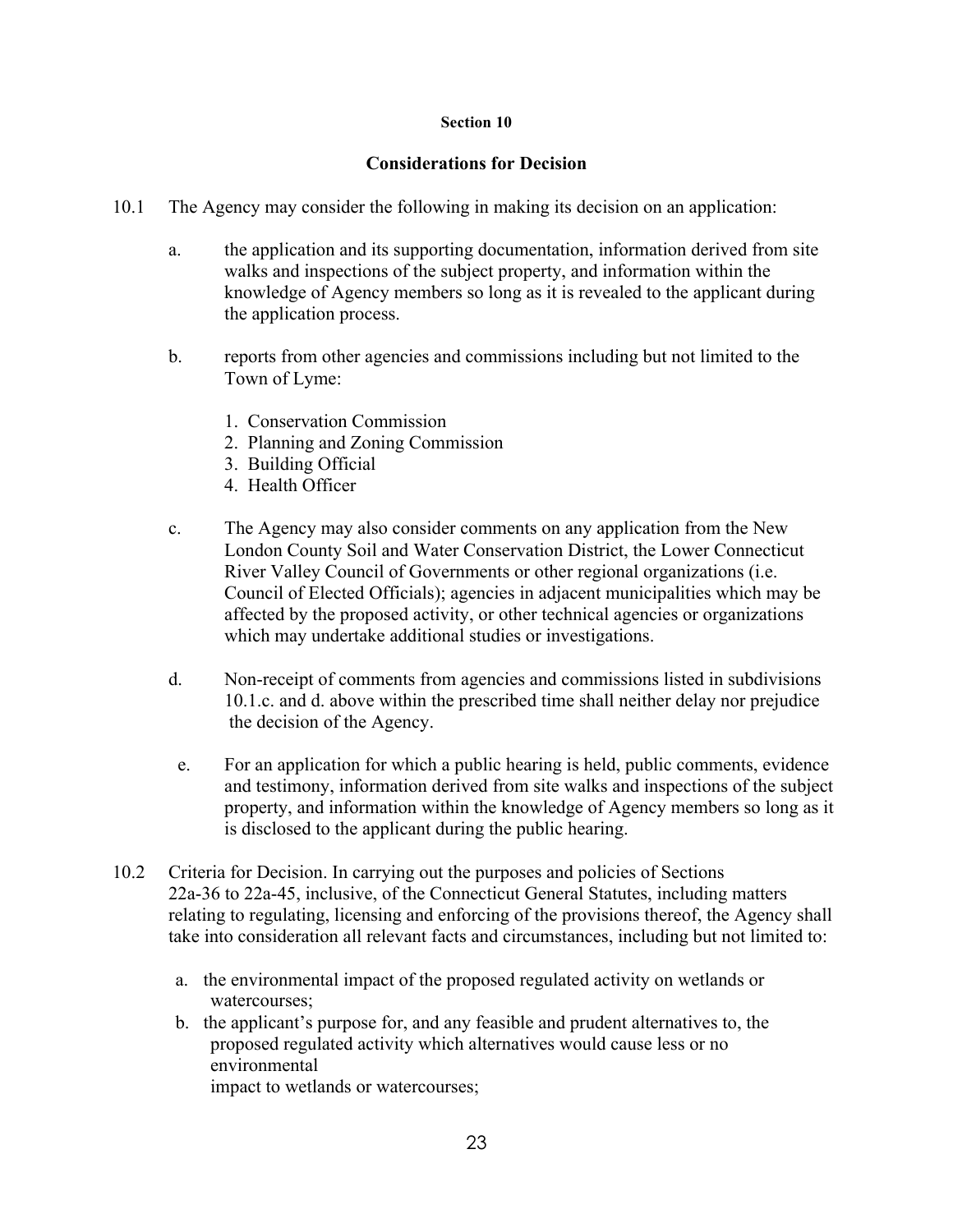## Section 10

### Considerations for Decision

10.1 The Agency may consider the following in making its decision on an application:

a. the application and its supporting documentation, information derived from site walks and inspections of the subject property, and information within the knowledge of Agency members so long as it is revealed to the applicant during the application process.

b. reports from other agencies and commissions including but not limited to the Town of Lyme:

1. Conservation Commission
2. Planning and Zoning Commission
3. Building Official
4. Health Officer

c. The Agency may also consider comments on any application from the New London County Soil and Water Conservation District, the Lower Connecticut River Valley Council of Governments or other regional organizations (i.e. Council of Elected Officials); agencies in adjacent municipalities which may be affected by the proposed activity, or other technical agencies or organizations which may undertake additional studies or investigations.

d. Non-receipt of comments from agencies and commissions listed in subdivisions 10.1.c. and d. above within the prescribed time shall neither delay nor prejudice the decision of the Agency.

e. For an application for which a public hearing is held, public comments, evidence and testimony, information derived from site walks and inspections of the subject property, and information within the knowledge of Agency members so long as it is disclosed to the applicant during the public hearing.

10.2 Criteria for Decision. In carrying out the purposes and policies of Sections 22a-36 to 22a-45, inclusive, of the Connecticut General Statutes, including matters relating to regulating, licensing and enforcing of the provisions thereof, the Agency shall take into consideration all relevant facts and circumstances, including but not limited to:

a. the environmental impact of the proposed regulated activity on wetlands or watercourses;

b. the applicant's purpose for, and any feasible and prudent alternatives to, the proposed regulated activity which alternatives would cause less or no environmental impact to wetlands or watercourses;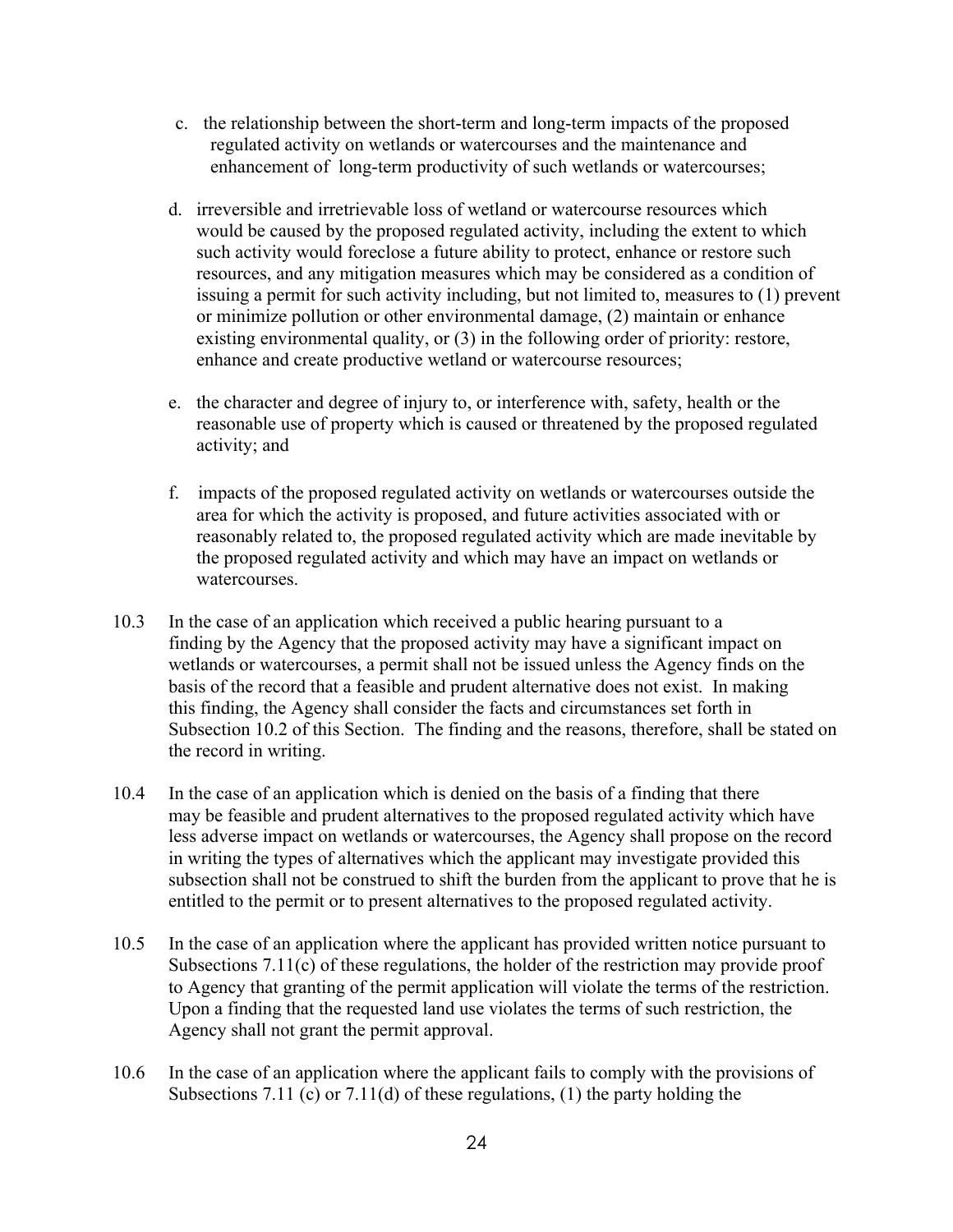c. the relationship between the short-term and long-term impacts of the proposed regulated activity on wetlands or watercourses and the maintenance and enhancement of long-term productivity of such wetlands or watercourses;

d. irreversible and irretrievable loss of wetland or watercourse resources which would be caused by the proposed regulated activity, including the extent to which such activity would foreclose a future ability to protect, enhance or restore such resources, and any mitigation measures which may be considered as a condition of issuing a permit for such activity including, but not limited to, measures to (1) prevent or minimize pollution or other environmental damage, (2) maintain or enhance existing environmental quality, or (3) in the following order of priority: restore, enhance and create productive wetland or watercourse resources;

e. the character and degree of injury to, or interference with, safety, health or the reasonable use of property which is caused or threatened by the proposed regulated activity; and

f. impacts of the proposed regulated activity on wetlands or watercourses outside the area for which the activity is proposed, and future activities associated with or reasonably related to, the proposed regulated activity which are made inevitable by the proposed regulated activity and which may have an impact on wetlands or watercourses.

10.3 In the case of an application which received a public hearing pursuant to a finding by the Agency that the proposed activity may have a significant impact on wetlands or watercourses, a permit shall not be issued unless the Agency finds on the basis of the record that a feasible and prudent alternative does not exist. In making this finding, the Agency shall consider the facts and circumstances set forth in Subsection 10.2 of this Section. The finding and the reasons, therefore, shall be stated on the record in writing.

10.4 In the case of an application which is denied on the basis of a finding that there may be feasible and prudent alternatives to the proposed regulated activity which have less adverse impact on wetlands or watercourses, the Agency shall propose on the record in writing the types of alternatives which the applicant may investigate provided this subsection shall not be construed to shift the burden from the applicant to prove that he is entitled to the permit or to present alternatives to the proposed regulated activity.

10.5 In the case of an application where the applicant has provided written notice pursuant to Subsections 7.11(c) of these regulations, the holder of the restriction may provide proof to Agency that granting of the permit application will violate the terms of the restriction. Upon a finding that the requested land use violates the terms of such restriction, the Agency shall not grant the permit approval.

10.6 In the case of an application where the applicant fails to comply with the provisions of Subsections 7.11 (c) or 7.11(d) of these regulations, (1) the party holding the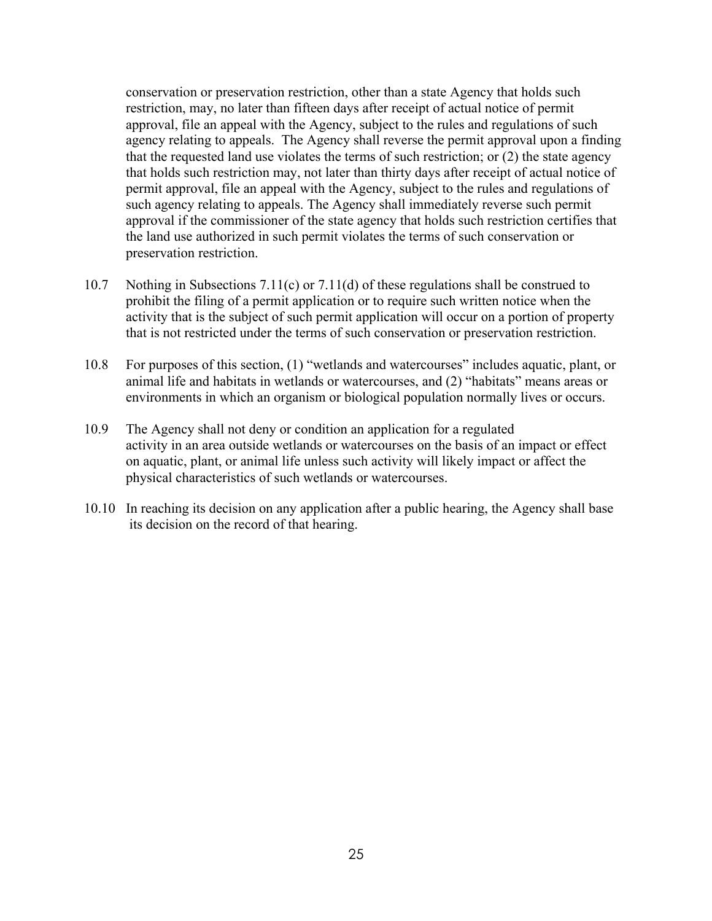conservation or preservation restriction, other than a state Agency that holds such restriction, may, no later than fifteen days after receipt of actual notice of permit approval, file an appeal with the Agency, subject to the rules and regulations of such agency relating to appeals. The Agency shall reverse the permit approval upon a finding that the requested land use violates the terms of such restriction; or (2) the state agency that holds such restriction may, not later than thirty days after receipt of actual notice of permit approval, file an appeal with the Agency, subject to the rules and regulations of such agency relating to appeals. The Agency shall immediately reverse such permit approval if the commissioner of the state agency that holds such restriction certifies that the land use authorized in such permit violates the terms of such conservation or preservation restriction.

10.7 Nothing in Subsections 7.11(c) or 7.11(d) of these regulations shall be construed to prohibit the filing of a permit application or to require such written notice when the activity that is the subject of such permit application will occur on a portion of property that is not restricted under the terms of such conservation or preservation restriction.

10.8 For purposes of this section, (1) "wetlands and watercourses" includes aquatic, plant, or animal life and habitats in wetlands or watercourses, and (2) "habitats" means areas or environments in which an organism or biological population normally lives or occurs.

10.9 The Agency shall not deny or condition an application for a regulated activity in an area outside wetlands or watercourses on the basis of an impact or effect on aquatic, plant, or animal life unless such activity will likely impact or affect the physical characteristics of such wetlands or watercourses.

10.10 In reaching its decision on any application after a public hearing, the Agency shall base its decision on the record of that hearing.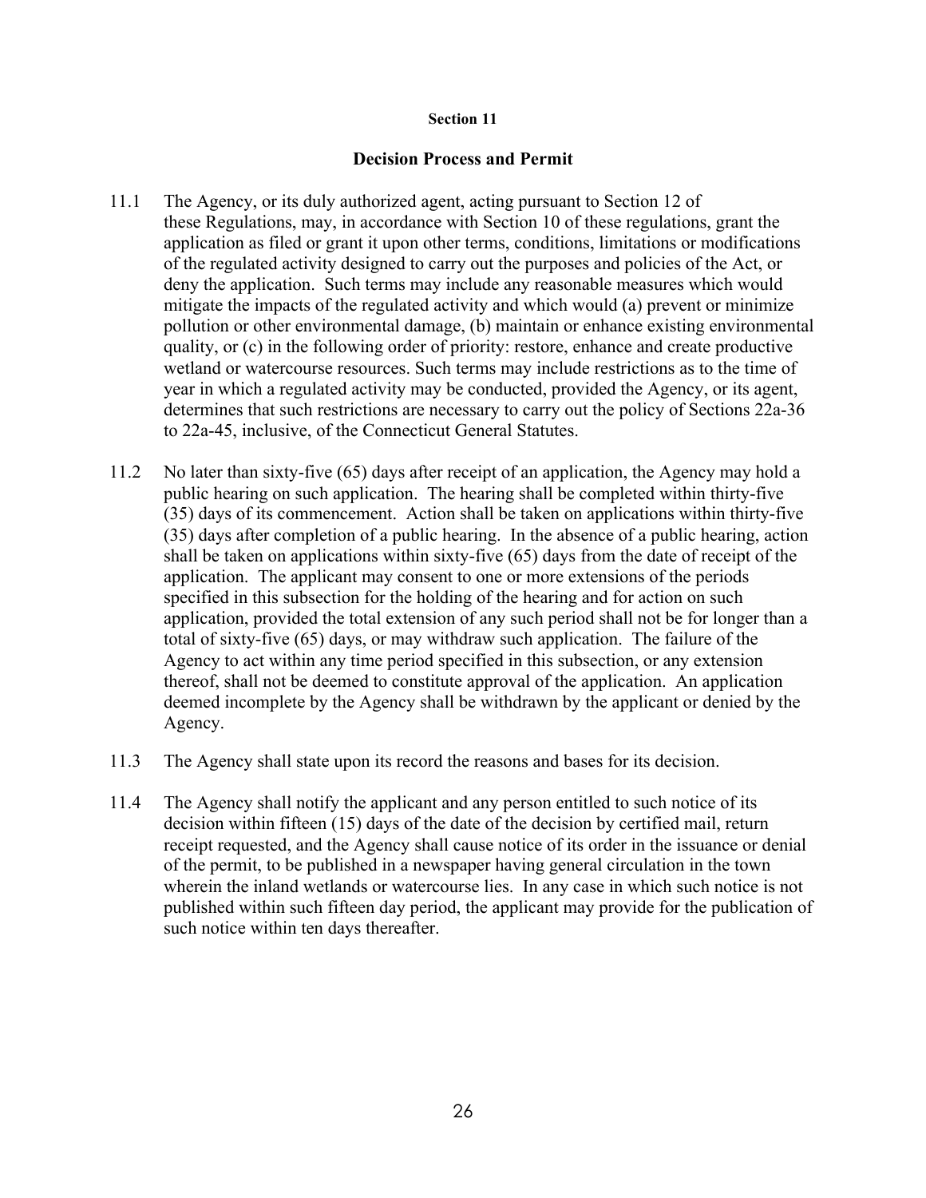**Section 11**

## Decision Process and Permit

11.1 The Agency, or its duly authorized agent, acting pursuant to Section 12 of these Regulations, may, in accordance with Section 10 of these regulations, grant the application as filed or grant it upon other terms, conditions, limitations or modifications of the regulated activity designed to carry out the purposes and policies of the Act, or deny the application. Such terms may include any reasonable measures which would mitigate the impacts of the regulated activity and which would (a) prevent or minimize pollution or other environmental damage, (b) maintain or enhance existing environmental quality, or (c) in the following order of priority: restore, enhance and create productive wetland or watercourse resources. Such terms may include restrictions as to the time of year in which a regulated activity may be conducted, provided the Agency, or its agent, determines that such restrictions are necessary to carry out the policy of Sections 22a-36 to 22a-45, inclusive, of the Connecticut General Statutes.

11.2 No later than sixty-five (65) days after receipt of an application, the Agency may hold a public hearing on such application. The hearing shall be completed within thirty-five (35) days of its commencement. Action shall be taken on applications within thirty-five (35) days after completion of a public hearing. In the absence of a public hearing, action shall be taken on applications within sixty-five (65) days from the date of receipt of the application. The applicant may consent to one or more extensions of the periods specified in this subsection for the holding of the hearing and for action on such application, provided the total extension of any such period shall not be for longer than a total of sixty-five (65) days, or may withdraw such application. The failure of the Agency to act within any time period specified in this subsection, or any extension thereof, shall not be deemed to constitute approval of the application. An application deemed incomplete by the Agency shall be withdrawn by the applicant or denied by the Agency.

11.3 The Agency shall state upon its record the reasons and bases for its decision.

11.4 The Agency shall notify the applicant and any person entitled to such notice of its decision within fifteen (15) days of the date of the decision by certified mail, return receipt requested, and the Agency shall cause notice of its order in the issuance or denial of the permit, to be published in a newspaper having general circulation in the town wherein the inland wetlands or watercourse lies. In any case in which such notice is not published within such fifteen day period, the applicant may provide for the publication of such notice within ten days thereafter.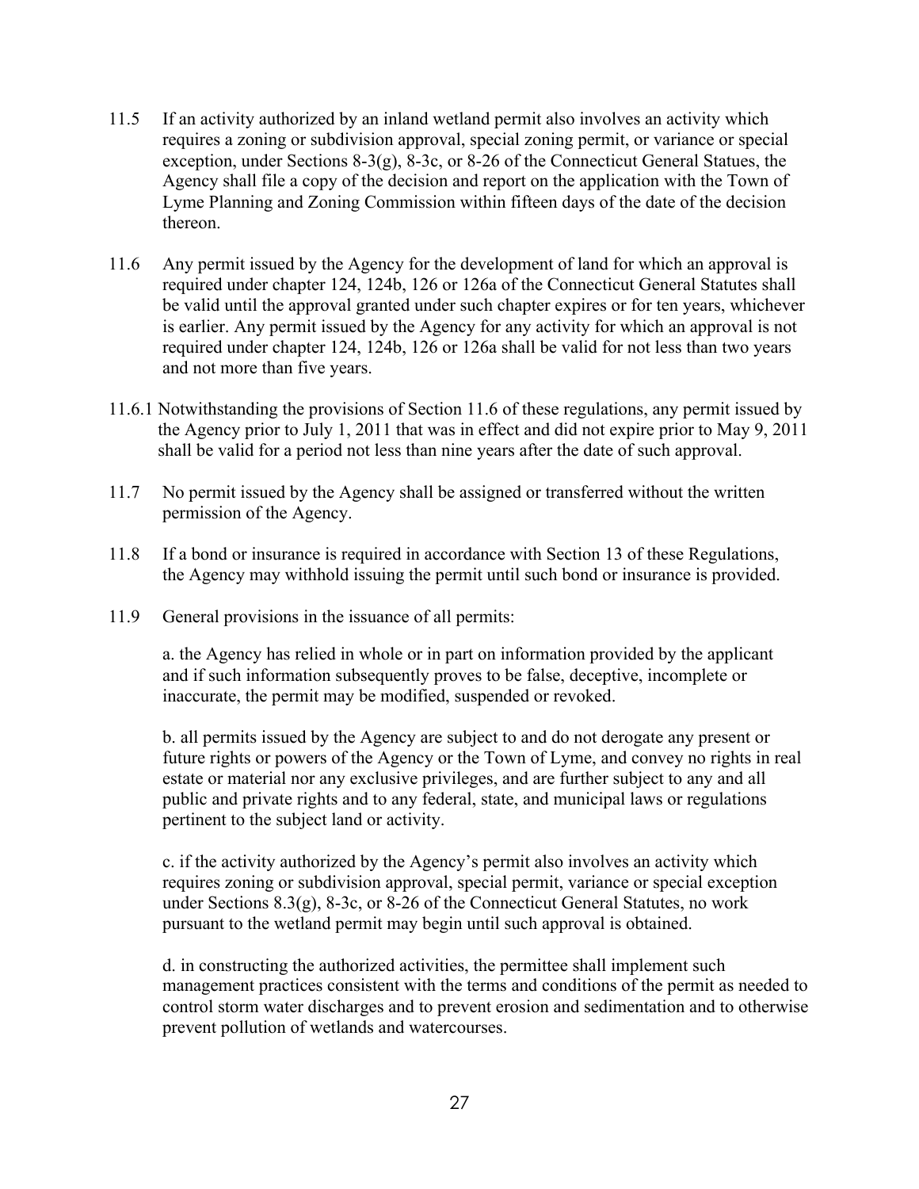11.5 If an activity authorized by an inland wetland permit also involves an activity which requires a zoning or subdivision approval, special zoning permit, or variance or special exception, under Sections 8-3(g), 8-3c, or 8-26 of the Connecticut General Statues, the Agency shall file a copy of the decision and report on the application with the Town of Lyme Planning and Zoning Commission within fifteen days of the date of the decision thereon.

11.6 Any permit issued by the Agency for the development of land for which an approval is required under chapter 124, 124b, 126 or 126a of the Connecticut General Statutes shall be valid until the approval granted under such chapter expires or for ten years, whichever is earlier. Any permit issued by the Agency for any activity for which an approval is not required under chapter 124, 124b, 126 or 126a shall be valid for not less than two years and not more than five years.

11.6.1 Notwithstanding the provisions of Section 11.6 of these regulations, any permit issued by the Agency prior to July 1, 2011 that was in effect and did not expire prior to May 9, 2011 shall be valid for a period not less than nine years after the date of such approval.

11.7 No permit issued by the Agency shall be assigned or transferred without the written permission of the Agency.

11.8 If a bond or insurance is required in accordance with Section 13 of these Regulations, the Agency may withhold issuing the permit until such bond or insurance is provided.

11.9 General provisions in the issuance of all permits:

a. the Agency has relied in whole or in part on information provided by the applicant and if such information subsequently proves to be false, deceptive, incomplete or inaccurate, the permit may be modified, suspended or revoked.

b. all permits issued by the Agency are subject to and do not derogate any present or future rights or powers of the Agency or the Town of Lyme, and convey no rights in real estate or material nor any exclusive privileges, and are further subject to any and all public and private rights and to any federal, state, and municipal laws or regulations pertinent to the subject land or activity.

c. if the activity authorized by the Agency's permit also involves an activity which requires zoning or subdivision approval, special permit, variance or special exception under Sections 8.3(g), 8-3c, or 8-26 of the Connecticut General Statutes, no work pursuant to the wetland permit may begin until such approval is obtained.

d. in constructing the authorized activities, the permittee shall implement such management practices consistent with the terms and conditions of the permit as needed to control storm water discharges and to prevent erosion and sedimentation and to otherwise prevent pollution of wetlands and watercourses.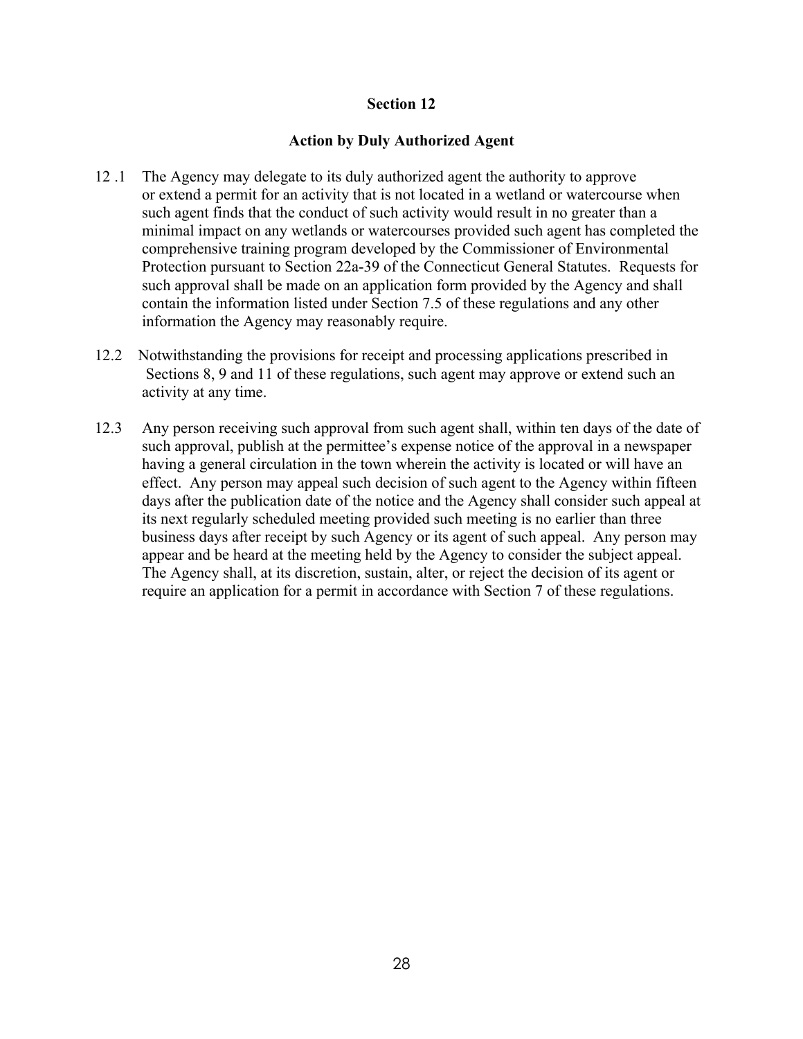## Section 12

### Action by Duly Authorized Agent

12.1 The Agency may delegate to its duly authorized agent the authority to approve or extend a permit for an activity that is not located in a wetland or watercourse when such agent finds that the conduct of such activity would result in no greater than a minimal impact on any wetlands or watercourses provided such agent has completed the comprehensive training program developed by the Commissioner of Environmental Protection pursuant to Section 22a-39 of the Connecticut General Statutes. Requests for such approval shall be made on an application form provided by the Agency and shall contain the information listed under Section 7.5 of these regulations and any other information the Agency may reasonably require.

12.2 Notwithstanding the provisions for receipt and processing applications prescribed in Sections 8, 9 and 11 of these regulations, such agent may approve or extend such an activity at any time.

12.3 Any person receiving such approval from such agent shall, within ten days of the date of such approval, publish at the permittee's expense notice of the approval in a newspaper having a general circulation in the town wherein the activity is located or will have an effect. Any person may appeal such decision of such agent to the Agency within fifteen days after the publication date of the notice and the Agency shall consider such appeal at its next regularly scheduled meeting provided such meeting is no earlier than three business days after receipt by such Agency or its agent of such appeal. Any person may appear and be heard at the meeting held by the Agency to consider the subject appeal. The Agency shall, at its discretion, sustain, alter, or reject the decision of its agent or require an application for a permit in accordance with Section 7 of these regulations.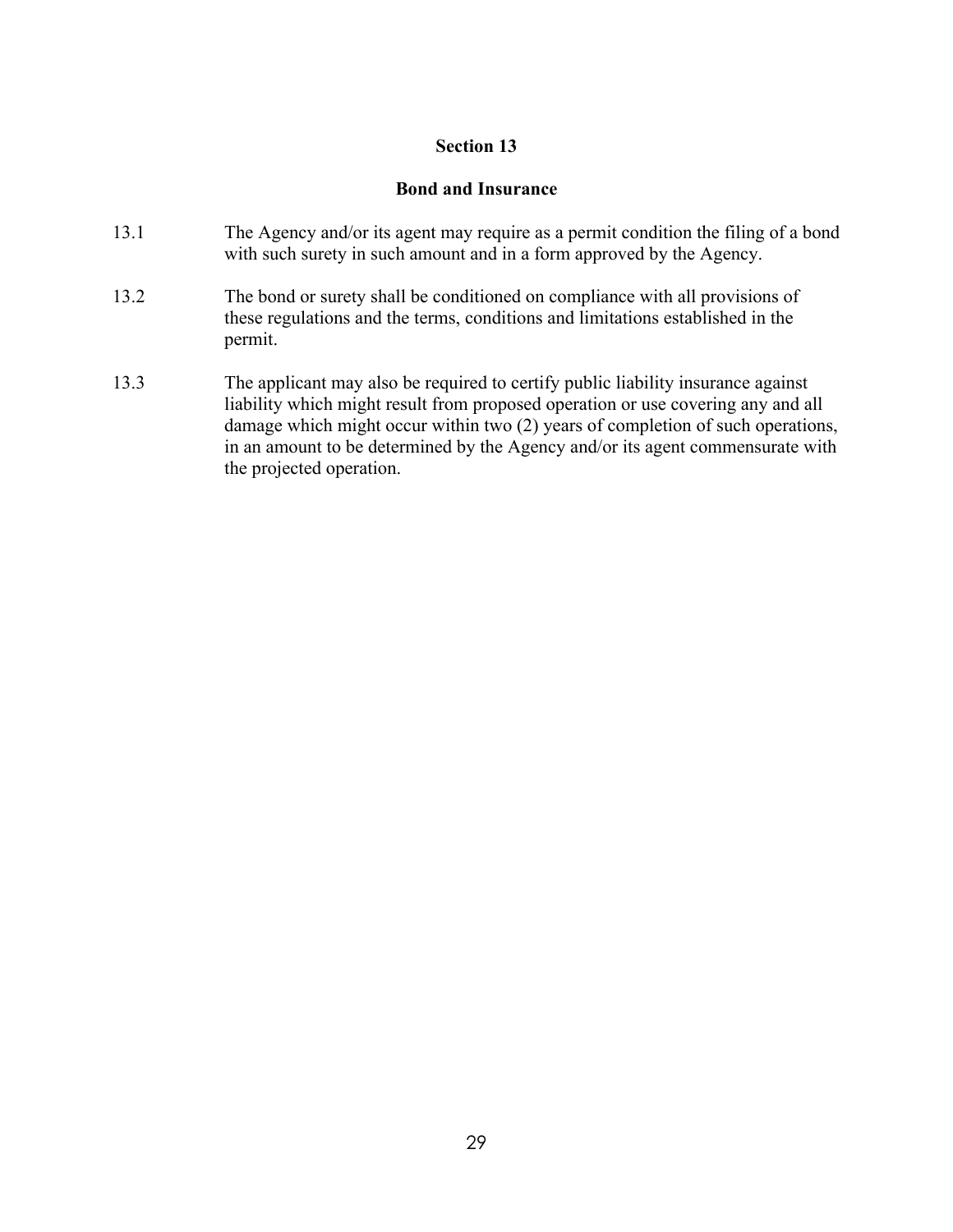## Section 13

## Bond and Insurance

13.1 The Agency and/or its agent may require as a permit condition the filing of a bond with such surety in such amount and in a form approved by the Agency.

13.2 The bond or surety shall be conditioned on compliance with all provisions of these regulations and the terms, conditions and limitations established in the permit.

13.3 The applicant may also be required to certify public liability insurance against liability which might result from proposed operation or use covering any and all damage which might occur within two (2) years of completion of such operations, in an amount to be determined by the Agency and/or its agent commensurate with the projected operation.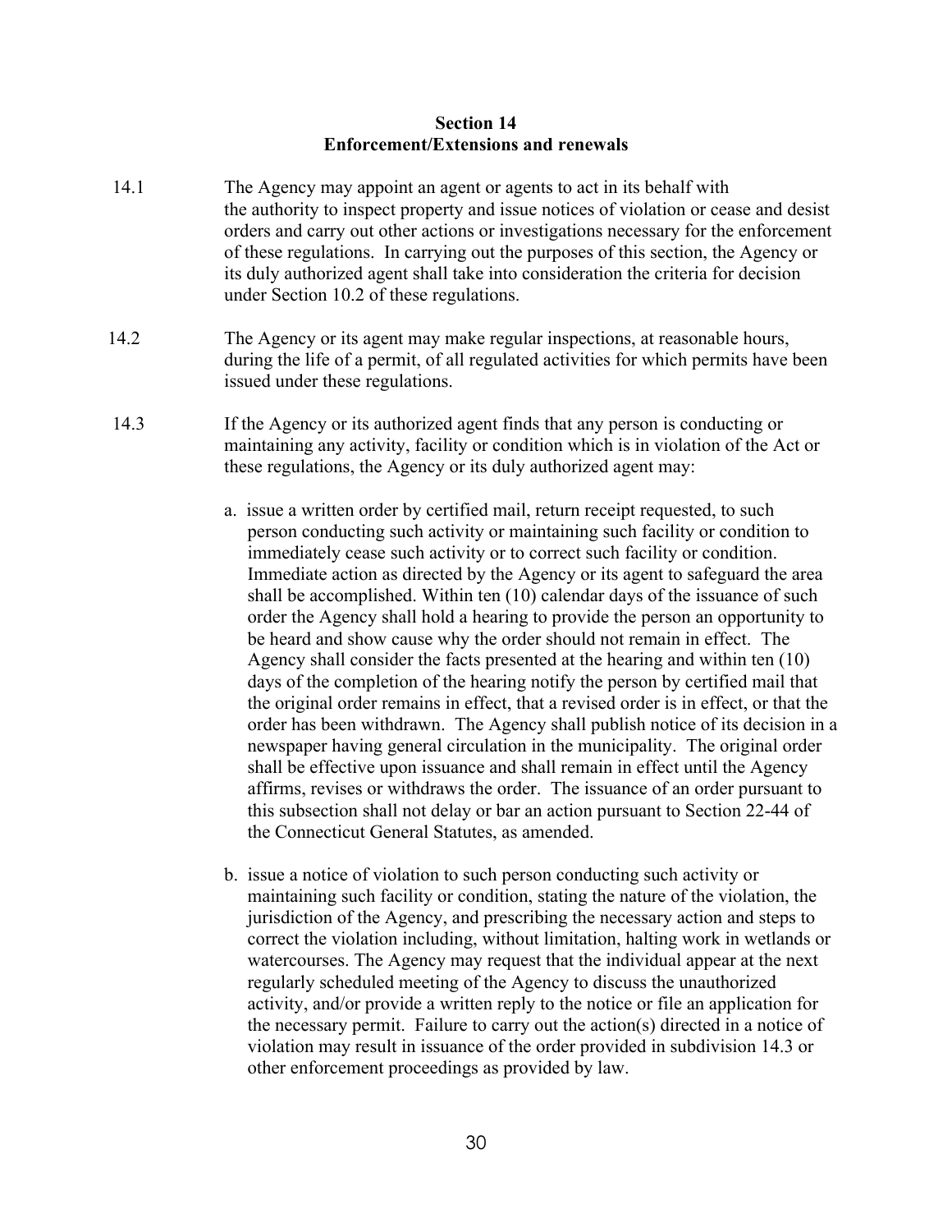## Section 14
## Enforcement/Extensions and renewals

14.1 The Agency may appoint an agent or agents to act in its behalf with the authority to inspect property and issue notices of violation or cease and desist orders and carry out other actions or investigations necessary for the enforcement of these regulations. In carrying out the purposes of this section, the Agency or its duly authorized agent shall take into consideration the criteria for decision under Section 10.2 of these regulations.

14.2 The Agency or its agent may make regular inspections, at reasonable hours, during the life of a permit, of all regulated activities for which permits have been issued under these regulations.

14.3 If the Agency or its authorized agent finds that any person is conducting or maintaining any activity, facility or condition which is in violation of the Act or these regulations, the Agency or its duly authorized agent may:

a. issue a written order by certified mail, return receipt requested, to such person conducting such activity or maintaining such facility or condition to immediately cease such activity or to correct such facility or condition. Immediate action as directed by the Agency or its agent to safeguard the area shall be accomplished. Within ten (10) calendar days of the issuance of such order the Agency shall hold a hearing to provide the person an opportunity to be heard and show cause why the order should not remain in effect. The Agency shall consider the facts presented at the hearing and within ten (10) days of the completion of the hearing notify the person by certified mail that the original order remains in effect, that a revised order is in effect, or that the order has been withdrawn. The Agency shall publish notice of its decision in a newspaper having general circulation in the municipality. The original order shall be effective upon issuance and shall remain in effect until the Agency affirms, revises or withdraws the order. The issuance of an order pursuant to this subsection shall not delay or bar an action pursuant to Section 22-44 of the Connecticut General Statutes, as amended.

b. issue a notice of violation to such person conducting such activity or maintaining such facility or condition, stating the nature of the violation, the jurisdiction of the Agency, and prescribing the necessary action and steps to correct the violation including, without limitation, halting work in wetlands or watercourses. The Agency may request that the individual appear at the next regularly scheduled meeting of the Agency to discuss the unauthorized activity, and/or provide a written reply to the notice or file an application for the necessary permit. Failure to carry out the action(s) directed in a notice of violation may result in issuance of the order provided in subdivision 14.3 or other enforcement proceedings as provided by law.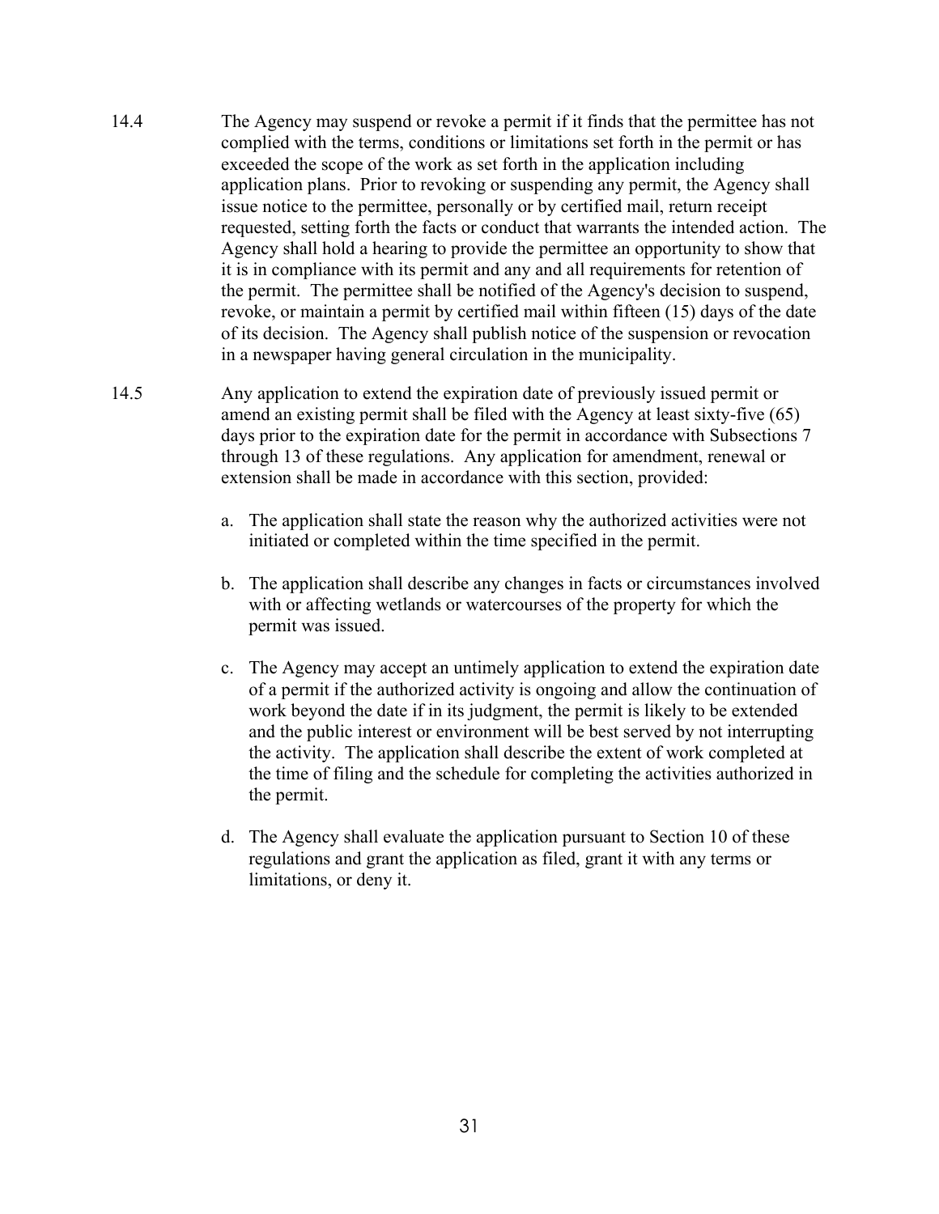14.4 The Agency may suspend or revoke a permit if it finds that the permittee has not complied with the terms, conditions or limitations set forth in the permit or has exceeded the scope of the work as set forth in the application including application plans. Prior to revoking or suspending any permit, the Agency shall issue notice to the permittee, personally or by certified mail, return receipt requested, setting forth the facts or conduct that warrants the intended action. The Agency shall hold a hearing to provide the permittee an opportunity to show that it is in compliance with its permit and any and all requirements for retention of the permit. The permittee shall be notified of the Agency's decision to suspend, revoke, or maintain a permit by certified mail within fifteen (15) days of the date of its decision. The Agency shall publish notice of the suspension or revocation in a newspaper having general circulation in the municipality.

14.5 Any application to extend the expiration date of previously issued permit or amend an existing permit shall be filed with the Agency at least sixty-five (65) days prior to the expiration date for the permit in accordance with Subsections 7 through 13 of these regulations. Any application for amendment, renewal or extension shall be made in accordance with this section, provided:

a. The application shall state the reason why the authorized activities were not initiated or completed within the time specified in the permit.

b. The application shall describe any changes in facts or circumstances involved with or affecting wetlands or watercourses of the property for which the permit was issued.

c. The Agency may accept an untimely application to extend the expiration date of a permit if the authorized activity is ongoing and allow the continuation of work beyond the date if in its judgment, the permit is likely to be extended and the public interest or environment will be best served by not interrupting the activity. The application shall describe the extent of work completed at the time of filing and the schedule for completing the activities authorized in the permit.

d. The Agency shall evaluate the application pursuant to Section 10 of these regulations and grant the application as filed, grant it with any terms or limitations, or deny it.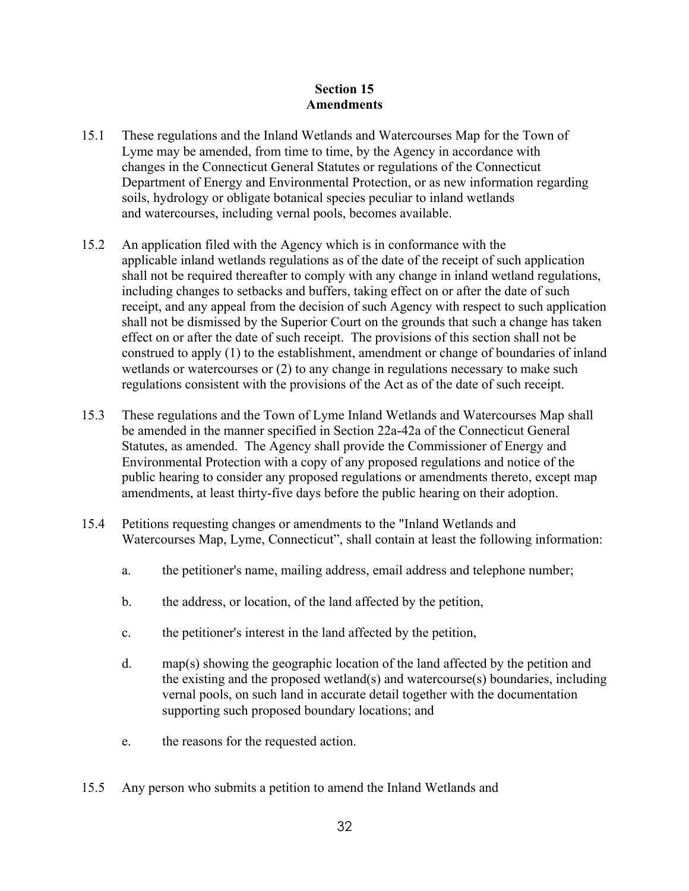## Section 15
## Amendments

15.1 These regulations and the Inland Wetlands and Watercourses Map for the Town of Lyme may be amended, from time to time, by the Agency in accordance with changes in the Connecticut General Statutes or regulations of the Connecticut Department of Energy and Environmental Protection, or as new information regarding soils, hydrology or obligate botanical species peculiar to inland wetlands and watercourses, including vernal pools, becomes available.

15.2 An application filed with the Agency which is in conformance with the applicable inland wetlands regulations as of the date of the receipt of such application shall not be required thereafter to comply with any change in inland wetland regulations, including changes to setbacks and buffers, taking effect on or after the date of such receipt, and any appeal from the decision of such Agency with respect to such application shall not be dismissed by the Superior Court on the grounds that such a change has taken effect on or after the date of such receipt. The provisions of this section shall not be construed to apply (1) to the establishment, amendment or change of boundaries of inland wetlands or watercourses or (2) to any change in regulations necessary to make such regulations consistent with the provisions of the Act as of the date of such receipt.

15.3 These regulations and the Town of Lyme Inland Wetlands and Watercourses Map shall be amended in the manner specified in Section 22a-42a of the Connecticut General Statutes, as amended. The Agency shall provide the Commissioner of Energy and Environmental Protection with a copy of any proposed regulations and notice of the public hearing to consider any proposed regulations or amendments thereto, except map amendments, at least thirty-five days before the public hearing on their adoption.

15.4 Petitions requesting changes or amendments to the "Inland Wetlands and Watercourses Map, Lyme, Connecticut", shall contain at least the following information:

a. the petitioner's name, mailing address, email address and telephone number;

b. the address, or location, of the land affected by the petition,

c. the petitioner's interest in the land affected by the petition,

d. map(s) showing the geographic location of the land affected by the petition and the existing and the proposed wetland(s) and watercourse(s) boundaries, including vernal pools, on such land in accurate detail together with the documentation supporting such proposed boundary locations; and

e. the reasons for the requested action.

15.5 Any person who submits a petition to amend the Inland Wetlands and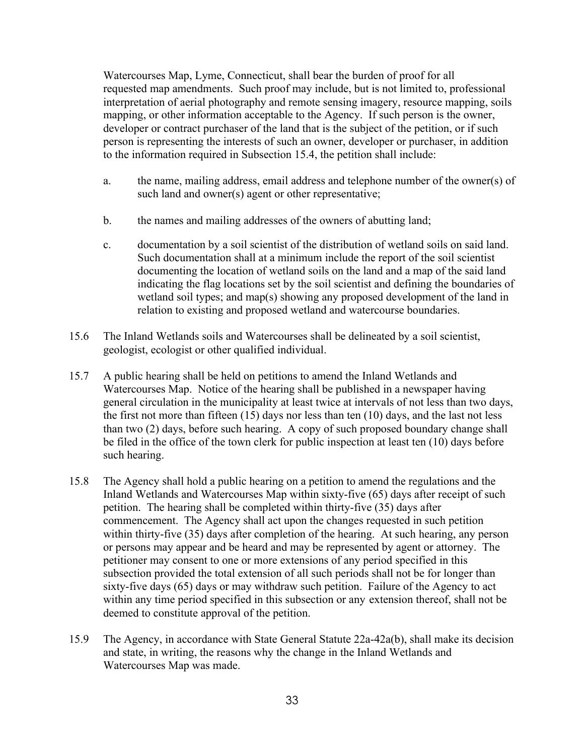Watercourses Map, Lyme, Connecticut, shall bear the burden of proof for all requested map amendments. Such proof may include, but is not limited to, professional interpretation of aerial photography and remote sensing imagery, resource mapping, soils mapping, or other information acceptable to the Agency. If such person is the owner, developer or contract purchaser of the land that is the subject of the petition, or if such person is representing the interests of such an owner, developer or purchaser, in addition to the information required in Subsection 15.4, the petition shall include:

a. the name, mailing address, email address and telephone number of the owner(s) of such land and owner(s) agent or other representative;

b. the names and mailing addresses of the owners of abutting land;

c. documentation by a soil scientist of the distribution of wetland soils on said land. Such documentation shall at a minimum include the report of the soil scientist documenting the location of wetland soils on the land and a map of the said land indicating the flag locations set by the soil scientist and defining the boundaries of wetland soil types; and map(s) showing any proposed development of the land in relation to existing and proposed wetland and watercourse boundaries.

15.6 The Inland Wetlands soils and Watercourses shall be delineated by a soil scientist, geologist, ecologist or other qualified individual.

15.7 A public hearing shall be held on petitions to amend the Inland Wetlands and Watercourses Map. Notice of the hearing shall be published in a newspaper having general circulation in the municipality at least twice at intervals of not less than two days, the first not more than fifteen (15) days nor less than ten (10) days, and the last not less than two (2) days, before such hearing. A copy of such proposed boundary change shall be filed in the office of the town clerk for public inspection at least ten (10) days before such hearing.

15.8 The Agency shall hold a public hearing on a petition to amend the regulations and the Inland Wetlands and Watercourses Map within sixty-five (65) days after receipt of such petition. The hearing shall be completed within thirty-five (35) days after commencement. The Agency shall act upon the changes requested in such petition within thirty-five (35) days after completion of the hearing. At such hearing, any person or persons may appear and be heard and may be represented by agent or attorney. The petitioner may consent to one or more extensions of any period specified in this subsection provided the total extension of all such periods shall not be for longer than sixty-five days (65) days or may withdraw such petition. Failure of the Agency to act within any time period specified in this subsection or any extension thereof, shall not be deemed to constitute approval of the petition.

15.9 The Agency, in accordance with State General Statute 22a-42a(b), shall make its decision and state, in writing, the reasons why the change in the Inland Wetlands and Watercourses Map was made.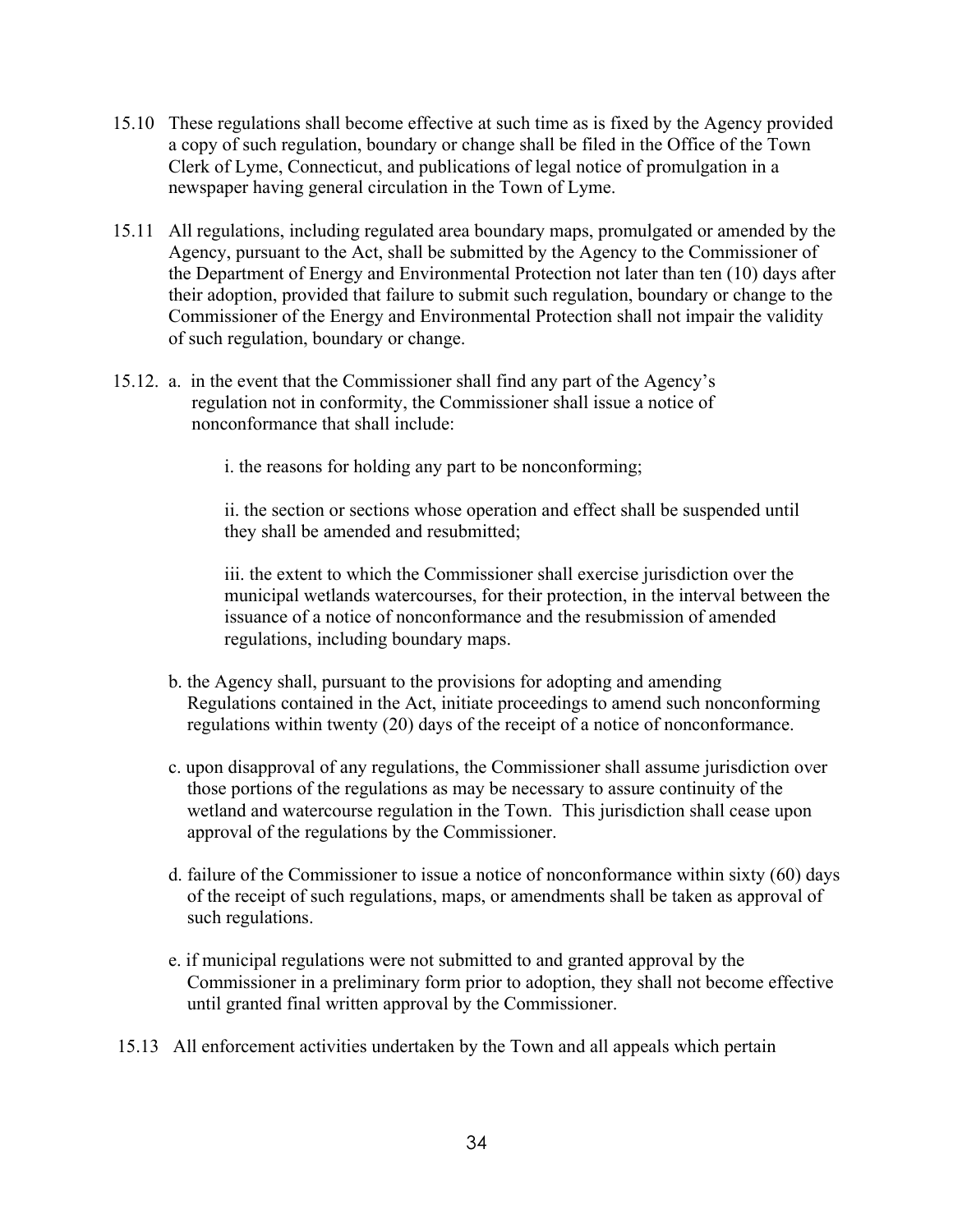15.10 These regulations shall become effective at such time as is fixed by the Agency provided a copy of such regulation, boundary or change shall be filed in the Office of the Town Clerk of Lyme, Connecticut, and publications of legal notice of promulgation in a newspaper having general circulation in the Town of Lyme.

15.11 All regulations, including regulated area boundary maps, promulgated or amended by the Agency, pursuant to the Act, shall be submitted by the Agency to the Commissioner of the Department of Energy and Environmental Protection not later than ten (10) days after their adoption, provided that failure to submit such regulation, boundary or change to the Commissioner of the Energy and Environmental Protection shall not impair the validity of such regulation, boundary or change.

15.12. a. in the event that the Commissioner shall find any part of the Agency's regulation not in conformity, the Commissioner shall issue a notice of nonconformance that shall include:

i. the reasons for holding any part to be nonconforming;

ii. the section or sections whose operation and effect shall be suspended until they shall be amended and resubmitted;

iii. the extent to which the Commissioner shall exercise jurisdiction over the municipal wetlands watercourses, for their protection, in the interval between the issuance of a notice of nonconformance and the resubmission of amended regulations, including boundary maps.

b. the Agency shall, pursuant to the provisions for adopting and amending Regulations contained in the Act, initiate proceedings to amend such nonconforming regulations within twenty (20) days of the receipt of a notice of nonconformance.

c. upon disapproval of any regulations, the Commissioner shall assume jurisdiction over those portions of the regulations as may be necessary to assure continuity of the wetland and watercourse regulation in the Town. This jurisdiction shall cease upon approval of the regulations by the Commissioner.

d. failure of the Commissioner to issue a notice of nonconformance within sixty (60) days of the receipt of such regulations, maps, or amendments shall be taken as approval of such regulations.

e. if municipal regulations were not submitted to and granted approval by the Commissioner in a preliminary form prior to adoption, they shall not become effective until granted final written approval by the Commissioner.

15.13 All enforcement activities undertaken by the Town and all appeals which pertain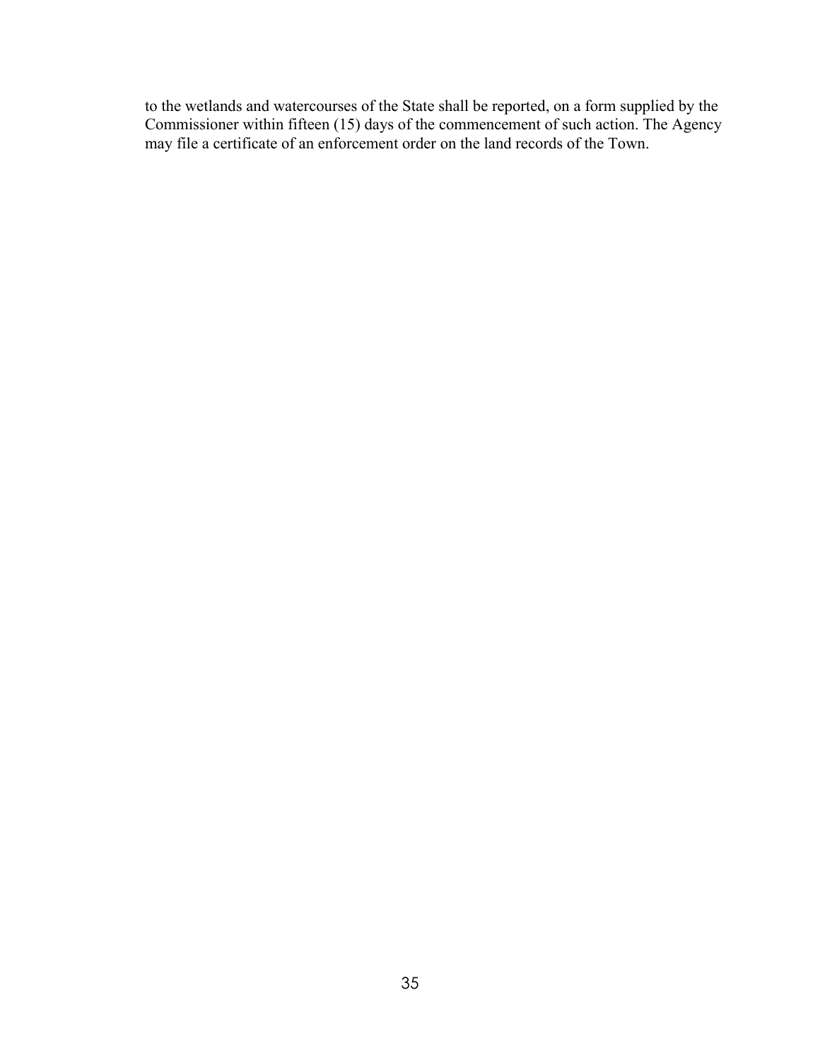to the wetlands and watercourses of the State shall be reported, on a form supplied by the Commissioner within fifteen (15) days of the commencement of such action. The Agency may file a certificate of an enforcement order on the land records of the Town.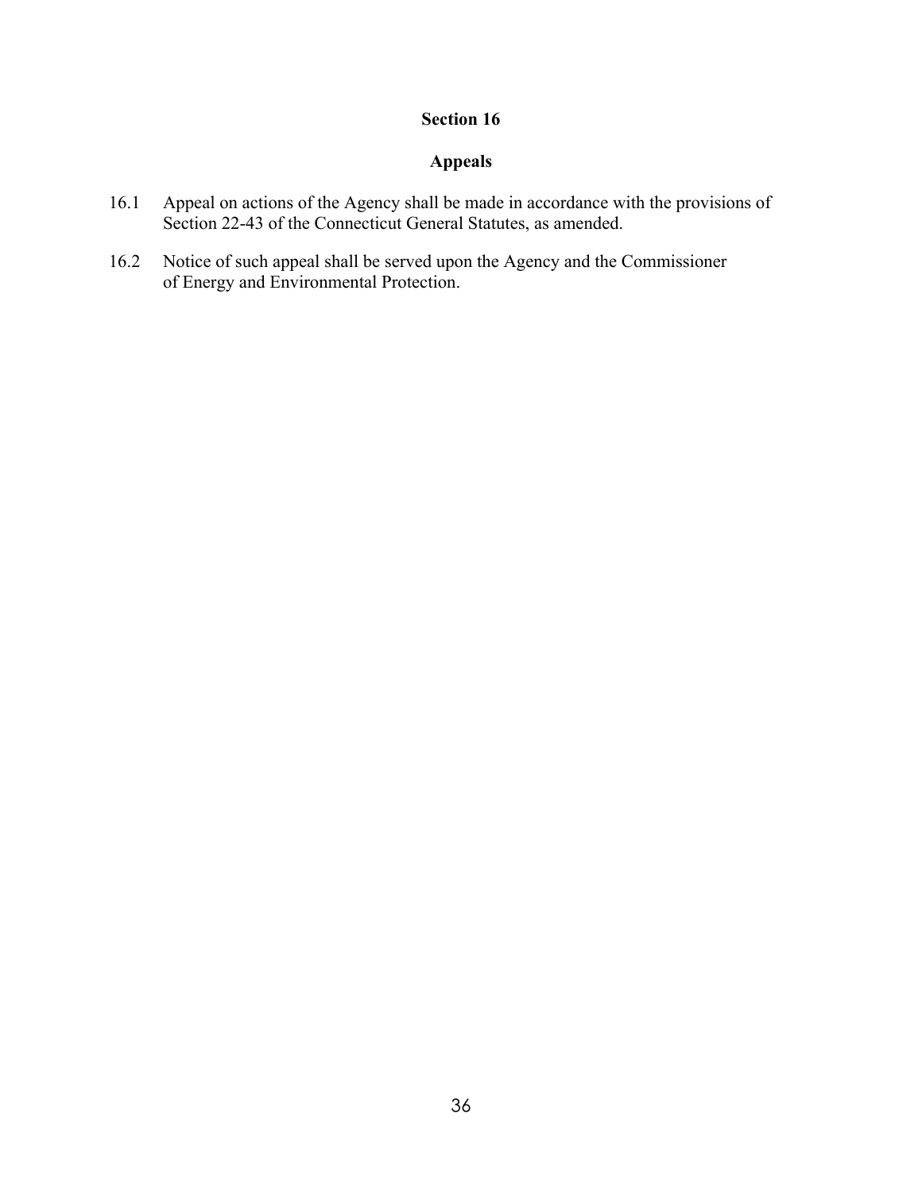## Section 16

## Appeals

16.1 Appeal on actions of the Agency shall be made in accordance with the provisions of Section 22-43 of the Connecticut General Statutes, as amended.

16.2 Notice of such appeal shall be served upon the Agency and the Commissioner of Energy and Environmental Protection.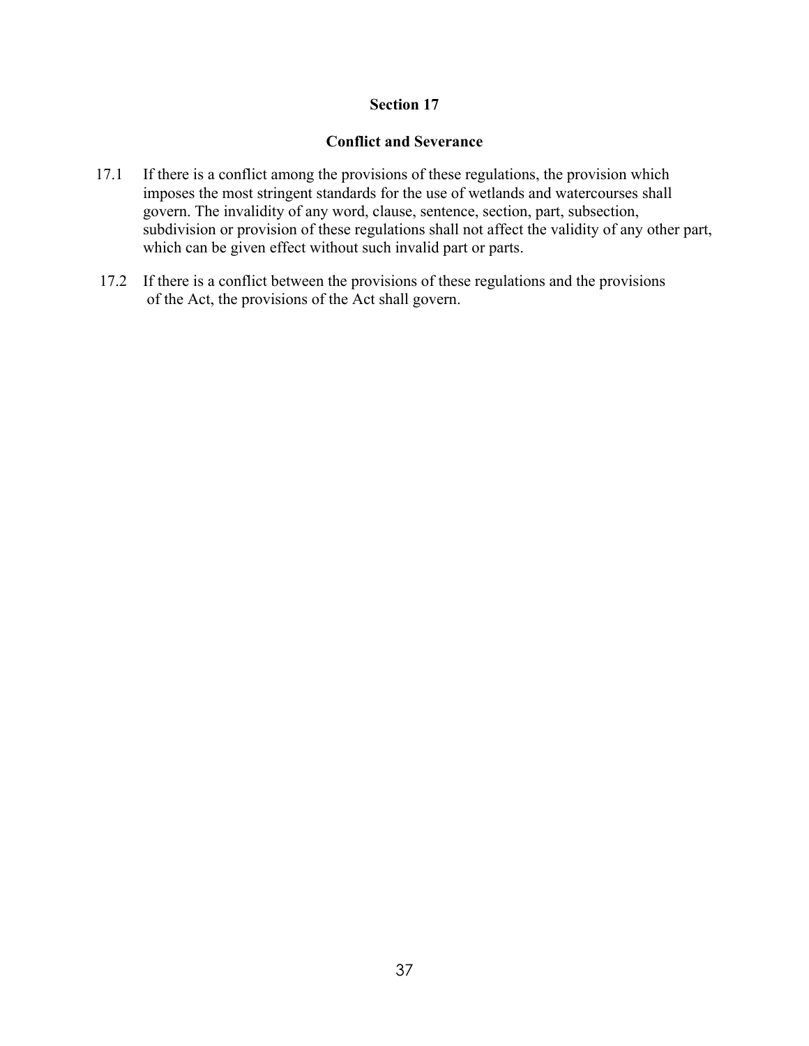## Section 17

### Conflict and Severance

17.1 If there is a conflict among the provisions of these regulations, the provision which imposes the most stringent standards for the use of wetlands and watercourses shall govern. The invalidity of any word, clause, sentence, section, part, subsection, subdivision or provision of these regulations shall not affect the validity of any other part, which can be given effect without such invalid part or parts.

17.2 If there is a conflict between the provisions of these regulations and the provisions of the Act, the provisions of the Act shall govern.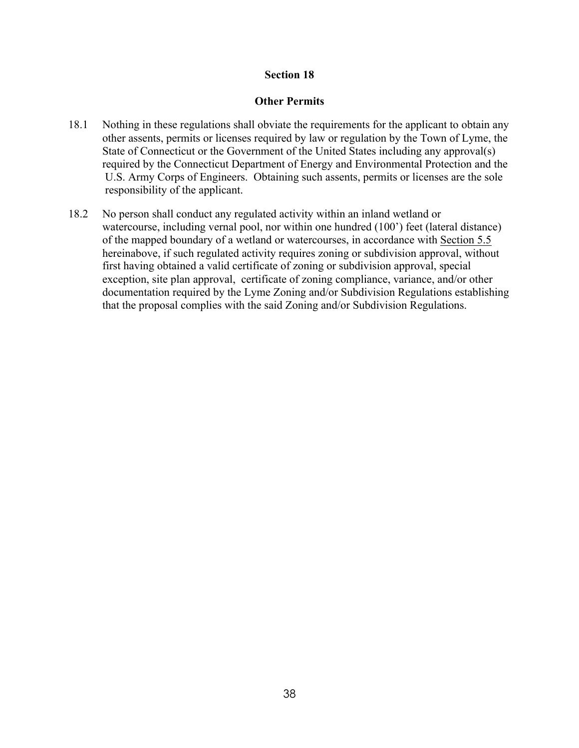## Section 18

## Other Permits

18.1 Nothing in these regulations shall obviate the requirements for the applicant to obtain any other assents, permits or licenses required by law or regulation by the Town of Lyme, the State of Connecticut or the Government of the United States including any approval(s) required by the Connecticut Department of Energy and Environmental Protection and the U.S. Army Corps of Engineers. Obtaining such assents, permits or licenses are the sole responsibility of the applicant.

18.2 No person shall conduct any regulated activity within an inland wetland or watercourse, including vernal pool, nor within one hundred (100') feet (lateral distance) of the mapped boundary of a wetland or watercourses, in accordance with Section 5.5 hereinabove, if such regulated activity requires zoning or subdivision approval, without first having obtained a valid certificate of zoning or subdivision approval, special exception, site plan approval, certificate of zoning compliance, variance, and/or other documentation required by the Lyme Zoning and/or Subdivision Regulations establishing that the proposal complies with the said Zoning and/or Subdivision Regulations.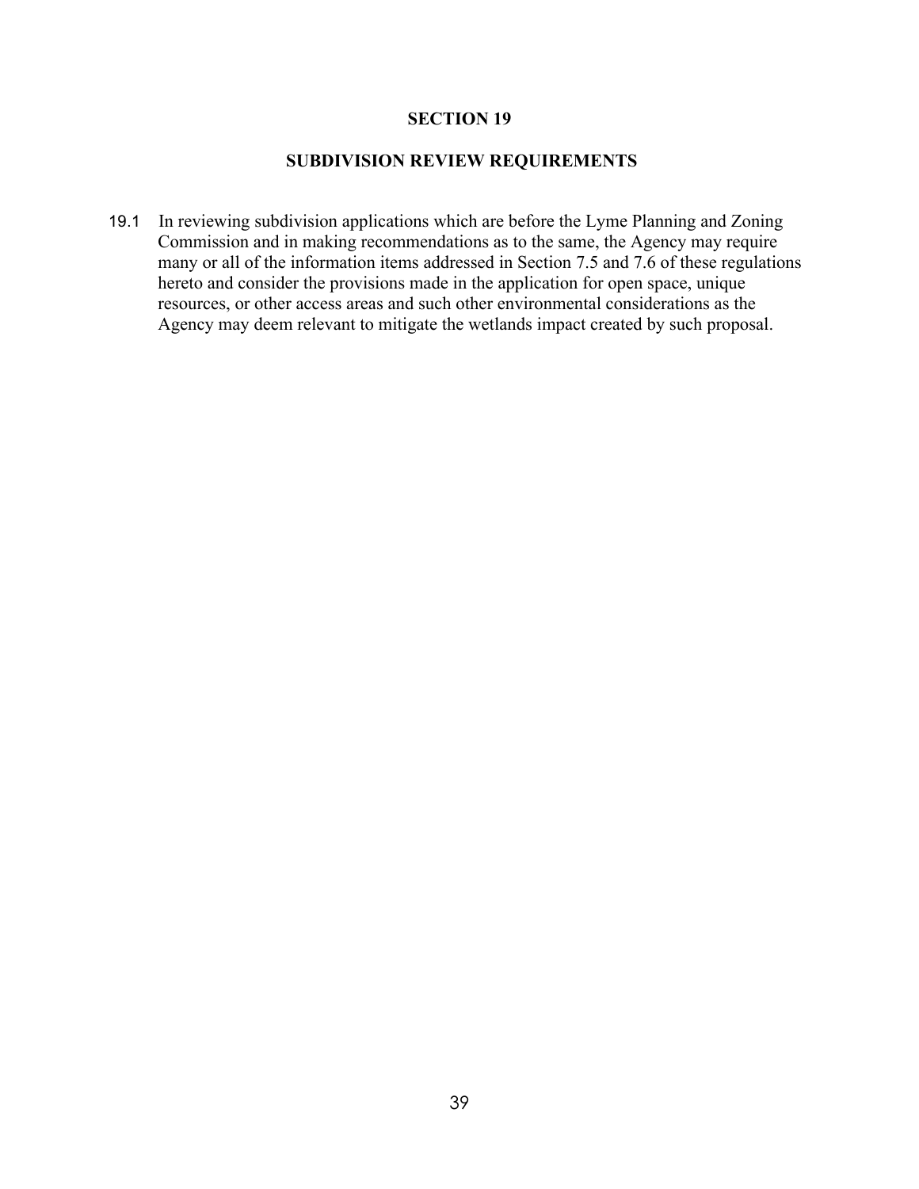# SECTION 19

## SUBDIVISION REVIEW REQUIREMENTS

19.1 In reviewing subdivision applications which are before the Lyme Planning and Zoning Commission and in making recommendations as to the same, the Agency may require many or all of the information items addressed in Section 7.5 and 7.6 of these regulations hereto and consider the provisions made in the application for open space, unique resources, or other access areas and such other environmental considerations as the Agency may deem relevant to mitigate the wetlands impact created by such proposal.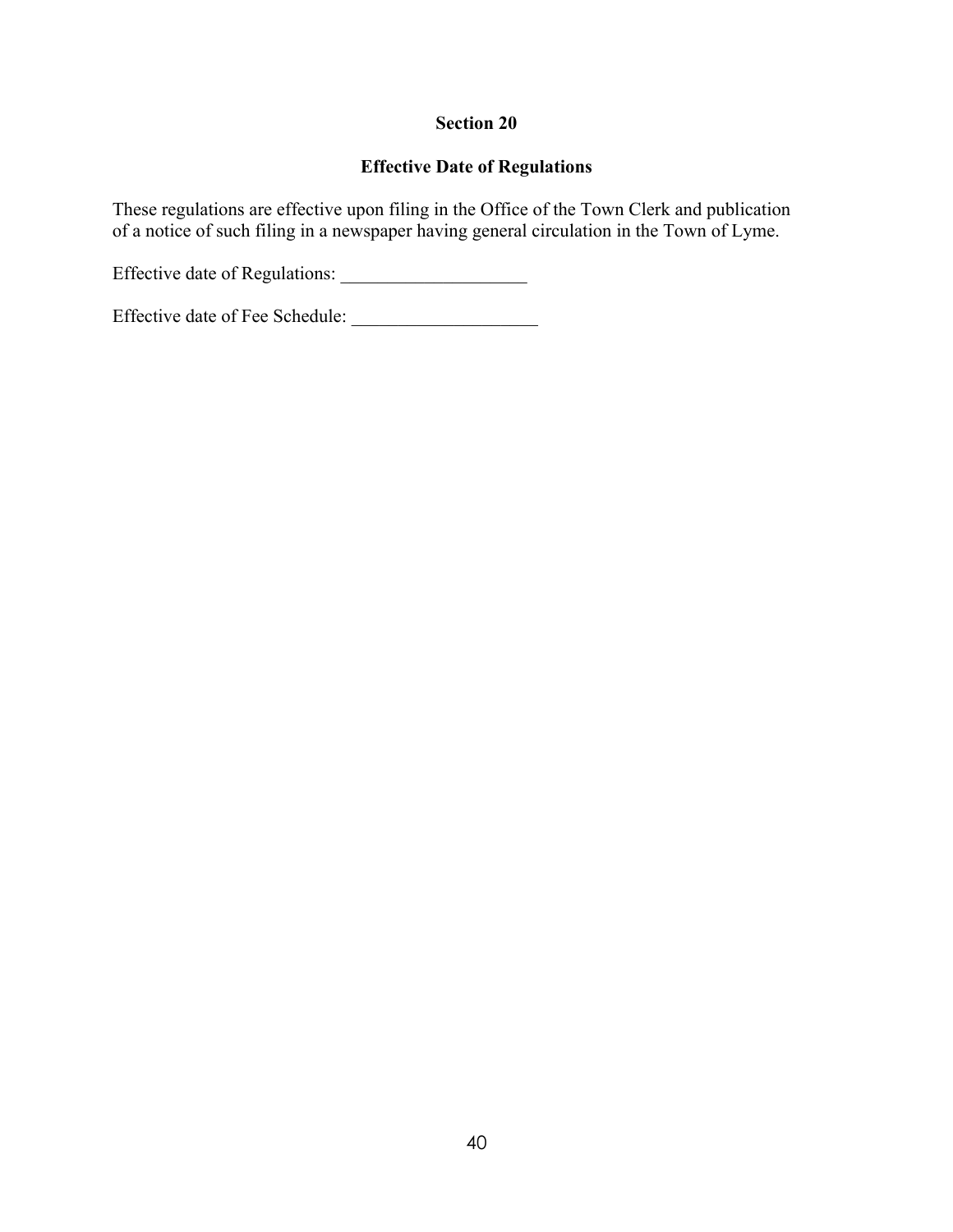## Section 20

### Effective Date of Regulations

These regulations are effective upon filing in the Office of the Town Clerk and publication of a notice of such filing in a newspaper having general circulation in the Town of Lyme.

Effective date of Regulations: ____________________

Effective date of Fee Schedule: ____________________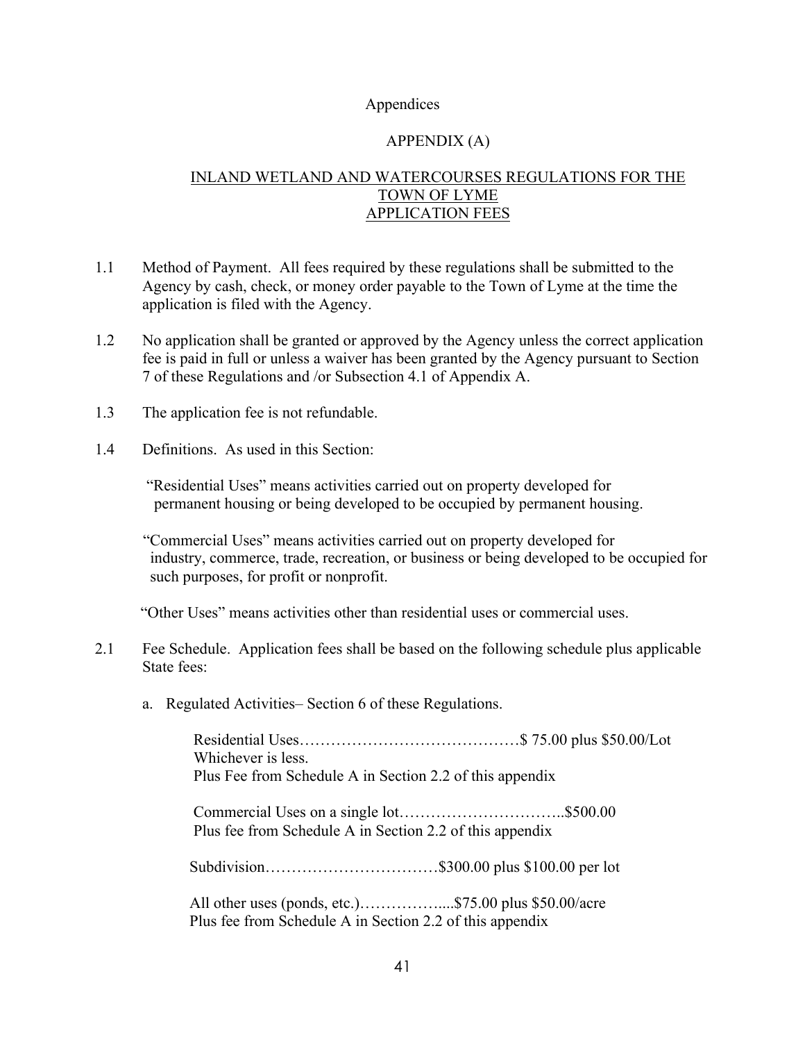Appendices

# APPENDIX (A)

## INLAND WETLAND AND WATERCOURSES REGULATIONS FOR THE TOWN OF LYME APPLICATION FEES

1.1 Method of Payment. All fees required by these regulations shall be submitted to the Agency by cash, check, or money order payable to the Town of Lyme at the time the application is filed with the Agency.

1.2 No application shall be granted or approved by the Agency unless the correct application fee is paid in full or unless a waiver has been granted by the Agency pursuant to Section 7 of these Regulations and /or Subsection 4.1 of Appendix A.

1.3 The application fee is not refundable.

1.4 Definitions. As used in this Section:

"Residential Uses" means activities carried out on property developed for permanent housing or being developed to be occupied by permanent housing.

"Commercial Uses" means activities carried out on property developed for industry, commerce, trade, recreation, or business or being developed to be occupied for such purposes, for profit or nonprofit.

"Other Uses" means activities other than residential uses or commercial uses.

2.1 Fee Schedule. Application fees shall be based on the following schedule plus applicable State fees:

a. Regulated Activities– Section 6 of these Regulations.

Residential Uses……………………………………$ 75.00 plus $50.00/Lot
Whichever is less.
Plus Fee from Schedule A in Section 2.2 of this appendix

Commercial Uses on a single lot…………………………..$500.00
Plus fee from Schedule A in Section 2.2 of this appendix

Subdivision……………………………$300.00 plus $100.00 per lot

All other uses (ponds, etc.)……………....$75.00 plus $50.00/acre
Plus fee from Schedule A in Section 2.2 of this appendix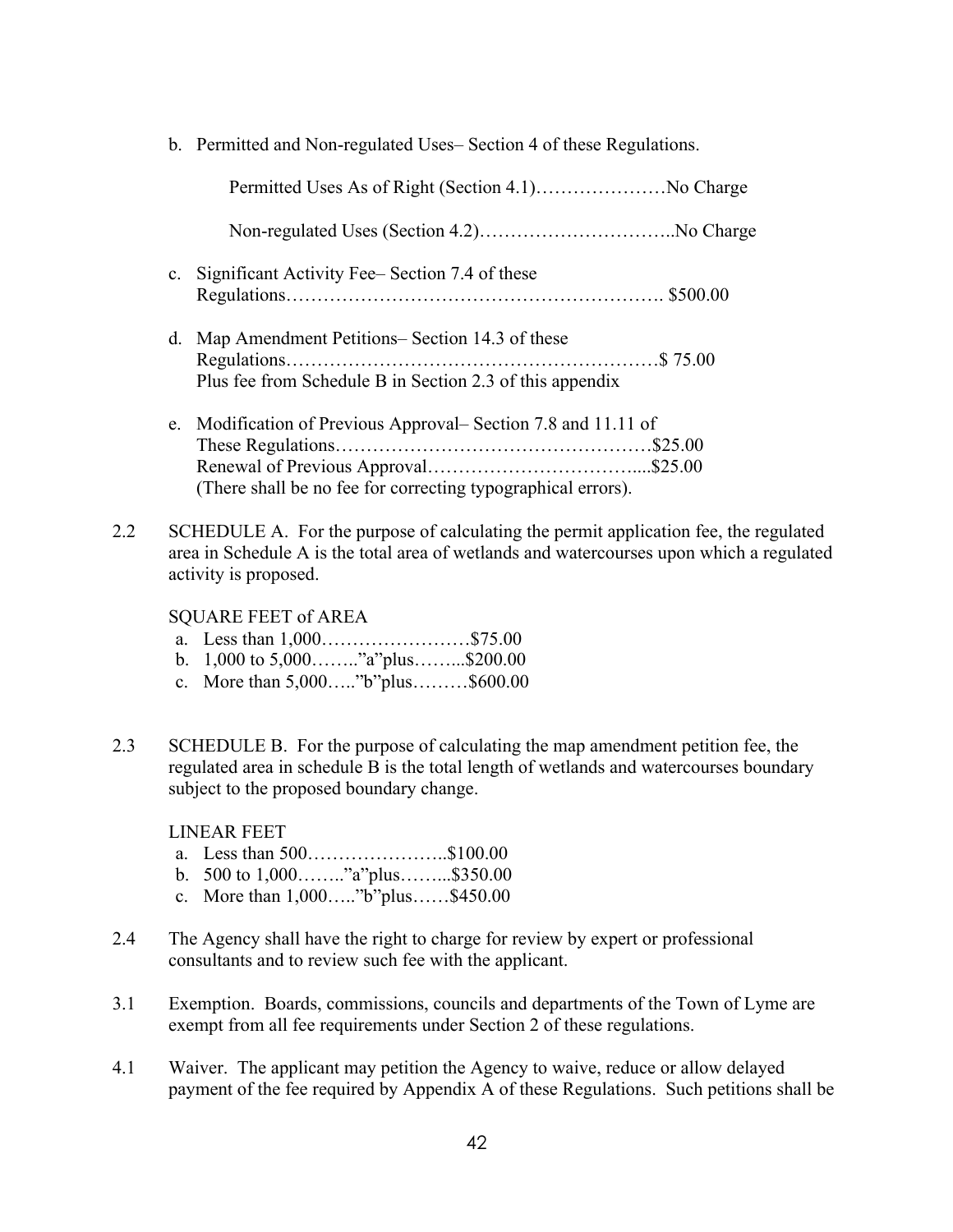b. Permitted and Non-regulated Uses– Section 4 of these Regulations.

   Permitted Uses As of Right (Section 4.1)…………………No Charge

   Non-regulated Uses (Section 4.2)…………………………..No Charge

c. Significant Activity Fee– Section 7.4 of these Regulations……………………………………………………. $500.00

d. Map Amendment Petitions– Section 14.3 of these Regulations……………………………………………………$ 75.00
   Plus fee from Schedule B in Section 2.3 of this appendix

e. Modification of Previous Approval– Section 7.8 and 11.11 of These Regulations……………………………………………$25.00
   Renewal of Previous Approval…………………………....$25.00
   (There shall be no fee for correcting typographical errors).

2.2 SCHEDULE A. For the purpose of calculating the permit application fee, the regulated area in Schedule A is the total area of wetlands and watercourses upon which a regulated activity is proposed.

SQUARE FEET of AREA

a. Less than 1,000……………………$75.00
b. 1,000 to 5,000……..”a”plus……...$200.00
c. More than 5,000…..”b”plus………$600.00

2.3 SCHEDULE B. For the purpose of calculating the map amendment petition fee, the regulated area in schedule B is the total length of wetlands and watercourses boundary subject to the proposed boundary change.

LINEAR FEET

a. Less than 500…………………..$100.00
b. 500 to 1,000……..”a”plus……...$350.00
c. More than 1,000…..”b”plus……$450.00

2.4 The Agency shall have the right to charge for review by expert or professional consultants and to review such fee with the applicant.

3.1 Exemption. Boards, commissions, councils and departments of the Town of Lyme are exempt from all fee requirements under Section 2 of these regulations.

4.1 Waiver. The applicant may petition the Agency to waive, reduce or allow delayed payment of the fee required by Appendix A of these Regulations. Such petitions shall be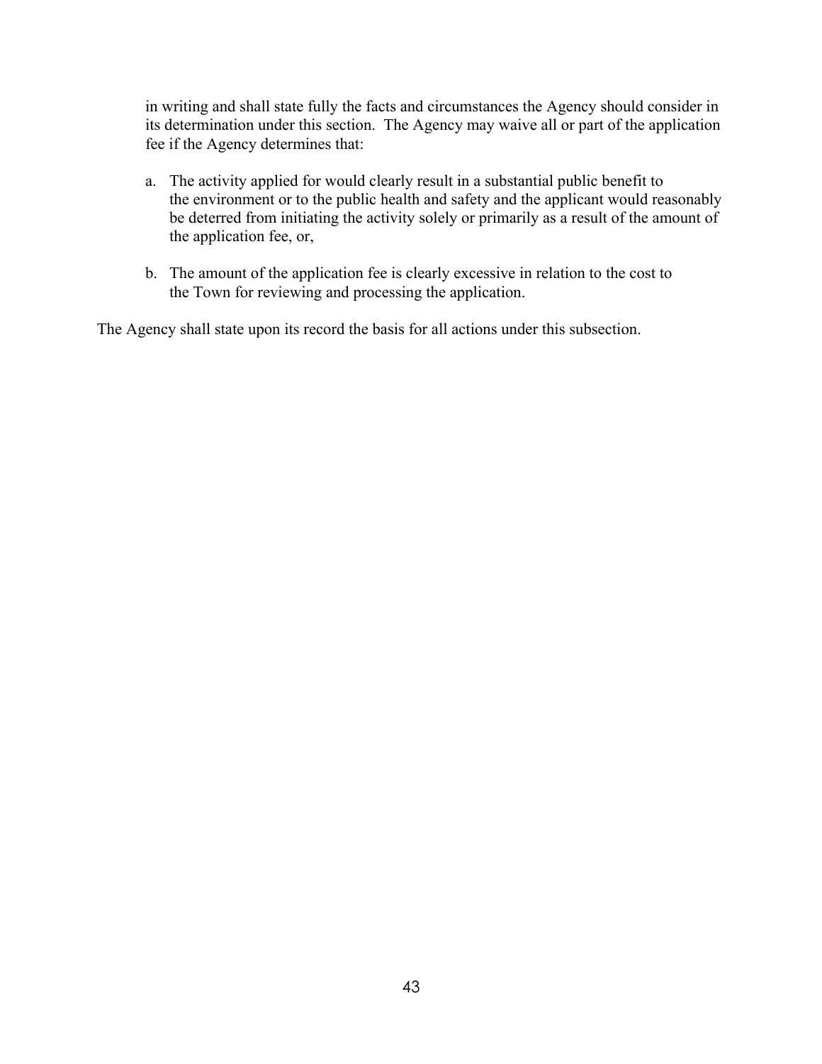in writing and shall state fully the facts and circumstances the Agency should consider in its determination under this section. The Agency may waive all or part of the application fee if the Agency determines that:

a. The activity applied for would clearly result in a substantial public benefit to the environment or to the public health and safety and the applicant would reasonably be deterred from initiating the activity solely or primarily as a result of the amount of the application fee, or,

b. The amount of the application fee is clearly excessive in relation to the cost to the Town for reviewing and processing the application.

The Agency shall state upon its record the basis for all actions under this subsection.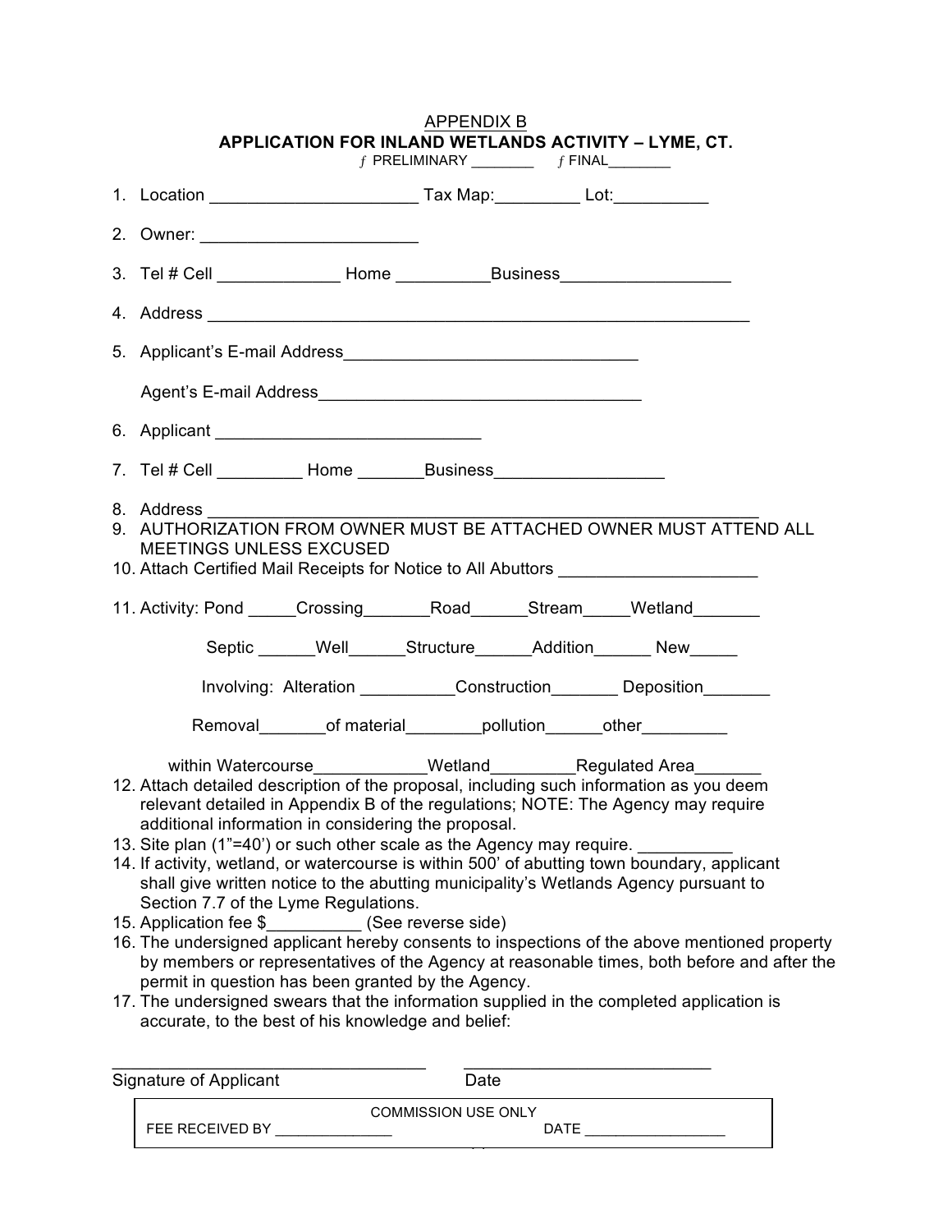APPENDIX B

# APPLICATION FOR INLAND WETLANDS ACTIVITY – LYME, CT.

ƒ PRELIMINARY ________ ƒ FINAL________

1. Location ______________________ Tax Map:_________ Lot:__________
2. Owner: _______________________
3. Tel # Cell _____________ Home __________Business__________________
4. Address ___________________________________________________________
5. Applicant's E-mail Address________________________________

   Agent's E-mail Address___________________________________
6. Applicant ____________________________
7. Tel # Cell _________ Home _______Business__________________
8. Address ____________________________________________________________
9. AUTHORIZATION FROM OWNER MUST BE ATTACHED OWNER MUST ATTEND ALL MEETINGS UNLESS EXCUSED
10. Attach Certified Mail Receipts for Notice to All Abutters _____________________
11. Activity: Pond _____Crossing_______Road______Stream_____Wetland_______

    Septic ______Well______Structure______Addition______ New_____

    Involving: Alteration __________Construction_______ Deposition_______

    Removal_______of material________pollution______other_________

    within Watercourse____________Wetland_________Regulated Area_______
12. Attach detailed description of the proposal, including such information as you deem relevant detailed in Appendix B of the regulations; NOTE: The Agency may require additional information in considering the proposal.
13. Site plan (1"=40') or such other scale as the Agency may require. __________
14. If activity, wetland, or watercourse is within 500' of abutting town boundary, applicant shall give written notice to the abutting municipality's Wetlands Agency pursuant to Section 7.7 of the Lyme Regulations.
15. Application fee $__________ (See reverse side)
16. The undersigned applicant hereby consents to inspections of the above mentioned property by members or representatives of the Agency at reasonable times, both before and after the permit in question has been granted by the Agency.
17. The undersigned swears that the information supplied in the completed application is accurate, to the best of his knowledge and belief:

__________________________________ ___________________________

Signature of Applicant Date

| COMMISSION USE ONLY | |
|---|---|
| FEE RECEIVED BY ______________ | DATE ________________ |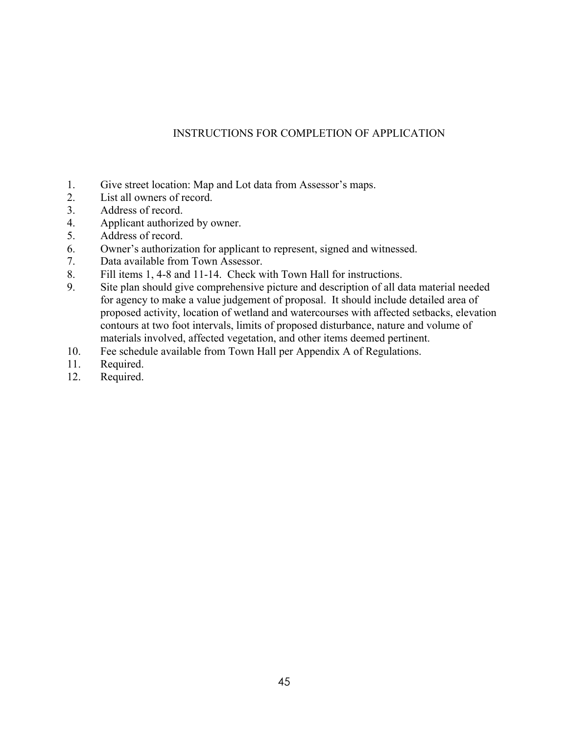## INSTRUCTIONS FOR COMPLETION OF APPLICATION

1. Give street location: Map and Lot data from Assessor's maps.
2. List all owners of record.
3. Address of record.
4. Applicant authorized by owner.
5. Address of record.
6. Owner's authorization for applicant to represent, signed and witnessed.
7. Data available from Town Assessor.
8. Fill items 1, 4-8 and 11-14. Check with Town Hall for instructions.
9. Site plan should give comprehensive picture and description of all data material needed for agency to make a value judgement of proposal. It should include detailed area of proposed activity, location of wetland and watercourses with affected setbacks, elevation contours at two foot intervals, limits of proposed disturbance, nature and volume of materials involved, affected vegetation, and other items deemed pertinent.
10. Fee schedule available from Town Hall per Appendix A of Regulations.
11. Required.
12. Required.